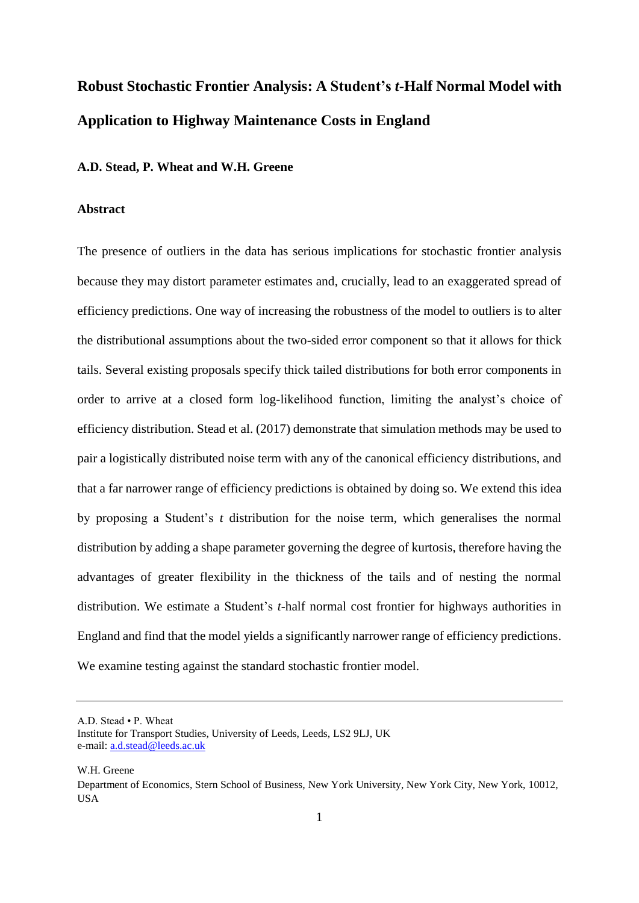# Robust Stochastic Frontier Analysis: A Student's *t*-Half Normal Model with Application to Highway Maintenance Costs in England

**A.D. Stead, P. Wheat and W.H. Greene**

## Abstract

The presence of outliers in the data has serious implications for stochastic frontier analysis because they may distort parameter estimates and, crucially, lead to an exaggerated spread of efficiency predictions. One way of increasing the robustness of the model to outliers is to alter the distributional assumptions about the two-sided error component so that it allows for thick tails. Several existing proposals specify thick tailed distributions for both error components in order to arrive at a closed form log-likelihood function, limiting the analyst's choice of efficiency distribution. Stead et al. (2017) demonstrate that simulation methods may be used to pair a logistically distributed noise term with any of the canonical efficiency distributions, and that a far narrower range of efficiency predictions is obtained by doing so. We extend this idea by proposing a Student's *t* distribution for the noise term, which generalises the normal distribution by adding a shape parameter governing the degree of kurtosis, therefore having the advantages of greater flexibility in the thickness of the tails and of nesting the normal distribution. We estimate a Student's *t*-half normal cost frontier for highways authorities in England and find that the model yields a significantly narrower range of efficiency predictions. We examine testing against the standard stochastic frontier model.

---

A.D. Stead • P. Wheat
Institute for Transport Studies, University of Leeds, Leeds, LS2 9LJ, UK
e-mail: a.d.stead@leeds.ac.uk

W.H. Greene
Department of Economics, Stern School of Business, New York University, New York City, New York, 10012, USA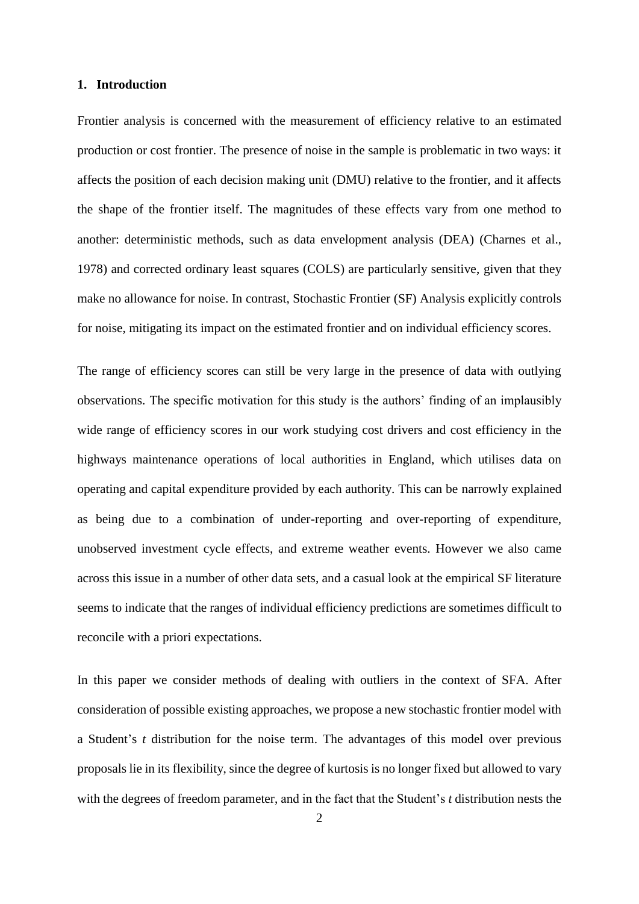## 1. Introduction

Frontier analysis is concerned with the measurement of efficiency relative to an estimated production or cost frontier. The presence of noise in the sample is problematic in two ways: it affects the position of each decision making unit (DMU) relative to the frontier, and it affects the shape of the frontier itself. The magnitudes of these effects vary from one method to another: deterministic methods, such as data envelopment analysis (DEA) (Charnes et al., 1978) and corrected ordinary least squares (COLS) are particularly sensitive, given that they make no allowance for noise. In contrast, Stochastic Frontier (SF) Analysis explicitly controls for noise, mitigating its impact on the estimated frontier and on individual efficiency scores.

The range of efficiency scores can still be very large in the presence of data with outlying observations. The specific motivation for this study is the authors' finding of an implausibly wide range of efficiency scores in our work studying cost drivers and cost efficiency in the highways maintenance operations of local authorities in England, which utilises data on operating and capital expenditure provided by each authority. This can be narrowly explained as being due to a combination of under-reporting and over-reporting of expenditure, unobserved investment cycle effects, and extreme weather events. However we also came across this issue in a number of other data sets, and a casual look at the empirical SF literature seems to indicate that the ranges of individual efficiency predictions are sometimes difficult to reconcile with a priori expectations.

In this paper we consider methods of dealing with outliers in the context of SFA. After consideration of possible existing approaches, we propose a new stochastic frontier model with a Student's *t* distribution for the noise term. The advantages of this model over previous proposals lie in its flexibility, since the degree of kurtosis is no longer fixed but allowed to vary with the degrees of freedom parameter, and in the fact that the Student's *t* distribution nests the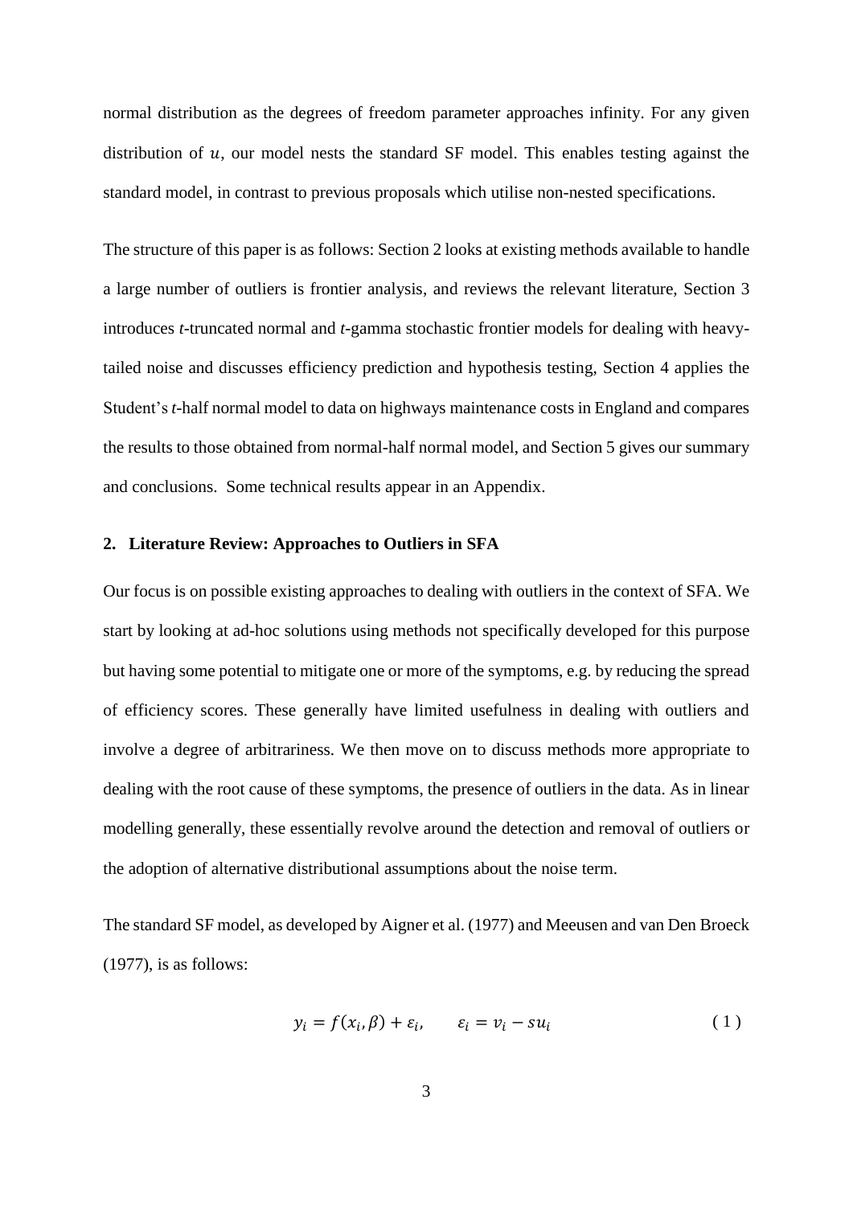normal distribution as the degrees of freedom parameter approaches infinity. For any given distribution of $u$, our model nests the standard SF model. This enables testing against the standard model, in contrast to previous proposals which utilise non-nested specifications.

The structure of this paper is as follows: Section 2 looks at existing methods available to handle a large number of outliers is frontier analysis, and reviews the relevant literature, Section 3 introduces *t*-truncated normal and *t*-gamma stochastic frontier models for dealing with heavy-tailed noise and discusses efficiency prediction and hypothesis testing, Section 4 applies the Student's *t*-half normal model to data on highways maintenance costs in England and compares the results to those obtained from normal-half normal model, and Section 5 gives our summary and conclusions. Some technical results appear in an Appendix.

## 2. Literature Review: Approaches to Outliers in SFA

Our focus is on possible existing approaches to dealing with outliers in the context of SFA. We start by looking at ad-hoc solutions using methods not specifically developed for this purpose but having some potential to mitigate one or more of the symptoms, e.g. by reducing the spread of efficiency scores. These generally have limited usefulness in dealing with outliers and involve a degree of arbitrariness. We then move on to discuss methods more appropriate to dealing with the root cause of these symptoms, the presence of outliers in the data. As in linear modelling generally, these essentially revolve around the detection and removal of outliers or the adoption of alternative distributional assumptions about the noise term.

The standard SF model, as developed by Aigner et al. (1977) and Meeusen and van Den Broeck (1977), is as follows:

$$y_i = f(x_i, \beta) + \varepsilon_i, \qquad \varepsilon_i = v_i - su_i \tag{1}$$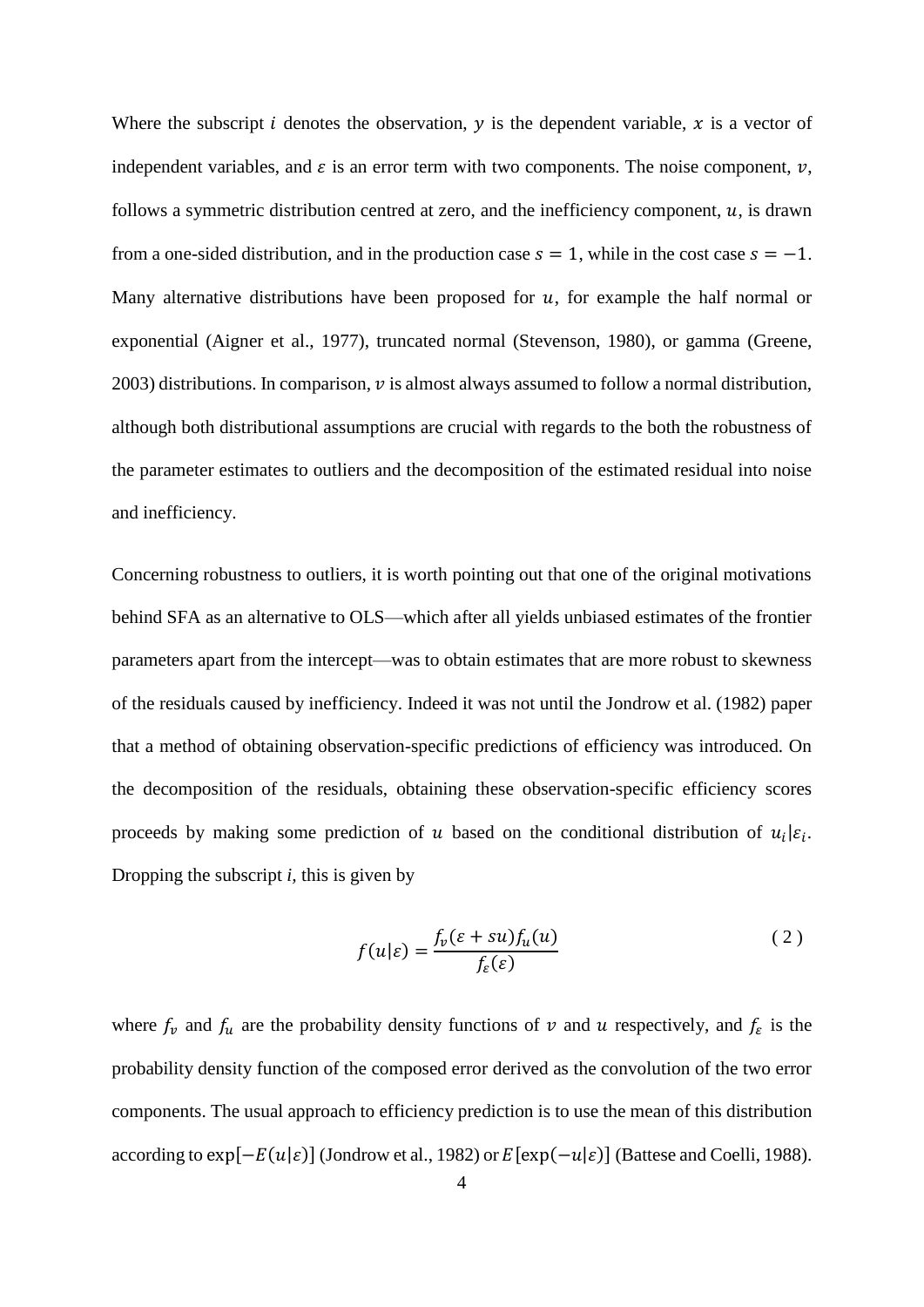Where the subscript $i$ denotes the observation, $y$ is the dependent variable, $x$ is a vector of independent variables, and $\varepsilon$ is an error term with two components. The noise component, $v$, follows a symmetric distribution centred at zero, and the inefficiency component, $u$, is drawn from a one-sided distribution, and in the production case $s = 1$, while in the cost case $s = -1$. Many alternative distributions have been proposed for $u$, for example the half normal or exponential (Aigner et al., 1977), truncated normal (Stevenson, 1980), or gamma (Greene, 2003) distributions. In comparison, $v$ is almost always assumed to follow a normal distribution, although both distributional assumptions are crucial with regards to the both the robustness of the parameter estimates to outliers and the decomposition of the estimated residual into noise and inefficiency.

Concerning robustness to outliers, it is worth pointing out that one of the original motivations behind SFA as an alternative to OLS—which after all yields unbiased estimates of the frontier parameters apart from the intercept—was to obtain estimates that are more robust to skewness of the residuals caused by inefficiency. Indeed it was not until the Jondrow et al. (1982) paper that a method of obtaining observation-specific predictions of efficiency was introduced. On the decomposition of the residuals, obtaining these observation-specific efficiency scores proceeds by making some prediction of $u$ based on the conditional distribution of $u_i|\varepsilon_i$. Dropping the subscript *i*, this is given by

$$f(u|\varepsilon) = \frac{f_v(\varepsilon + su)f_u(u)}{f_\varepsilon(\varepsilon)} \tag{2}$$

where $f_v$ and $f_u$ are the probability density functions of $v$ and $u$ respectively, and $f_\varepsilon$ is the probability density function of the composed error derived as the convolution of the two error components. The usual approach to efficiency prediction is to use the mean of this distribution according to $\exp[-E(u|\varepsilon)]$ (Jondrow et al., 1982) or $E[\exp(-u|\varepsilon)]$ (Battese and Coelli, 1988).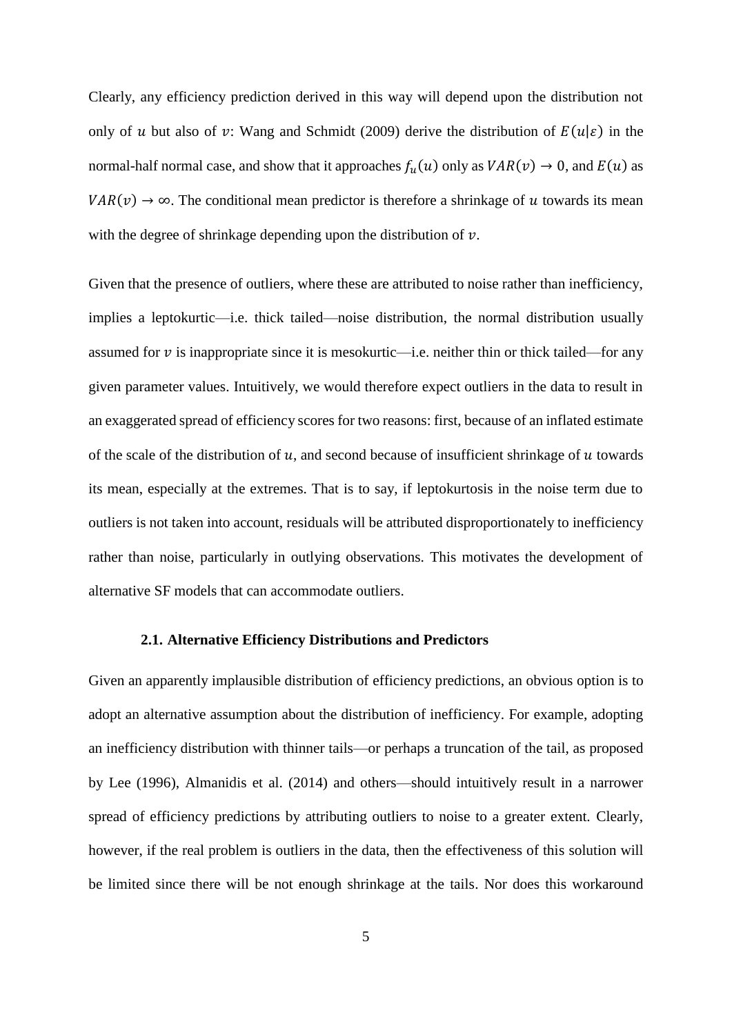Clearly, any efficiency prediction derived in this way will depend upon the distribution not only of $u$ but also of $v$: Wang and Schmidt (2009) derive the distribution of $E(u|\varepsilon)$ in the normal-half normal case, and show that it approaches $f_u(u)$ only as $VAR(v) \rightarrow 0$, and $E(u)$ as $VAR(v) \rightarrow \infty$. The conditional mean predictor is therefore a shrinkage of $u$ towards its mean with the degree of shrinkage depending upon the distribution of $v$.

Given that the presence of outliers, where these are attributed to noise rather than inefficiency, implies a leptokurtic—i.e. thick tailed—noise distribution, the normal distribution usually assumed for $v$ is inappropriate since it is mesokurtic—i.e. neither thin or thick tailed—for any given parameter values. Intuitively, we would therefore expect outliers in the data to result in an exaggerated spread of efficiency scores for two reasons: first, because of an inflated estimate of the scale of the distribution of $u$, and second because of insufficient shrinkage of $u$ towards its mean, especially at the extremes. That is to say, if leptokurtosis in the noise term due to outliers is not taken into account, residuals will be attributed disproportionately to inefficiency rather than noise, particularly in outlying observations. This motivates the development of alternative SF models that can accommodate outliers.

### 2.1. Alternative Efficiency Distributions and Predictors

Given an apparently implausible distribution of efficiency predictions, an obvious option is to adopt an alternative assumption about the distribution of inefficiency. For example, adopting an inefficiency distribution with thinner tails—or perhaps a truncation of the tail, as proposed by Lee (1996), Almanidis et al. (2014) and others—should intuitively result in a narrower spread of efficiency predictions by attributing outliers to noise to a greater extent. Clearly, however, if the real problem is outliers in the data, then the effectiveness of this solution will be limited since there will be not enough shrinkage at the tails. Nor does this workaround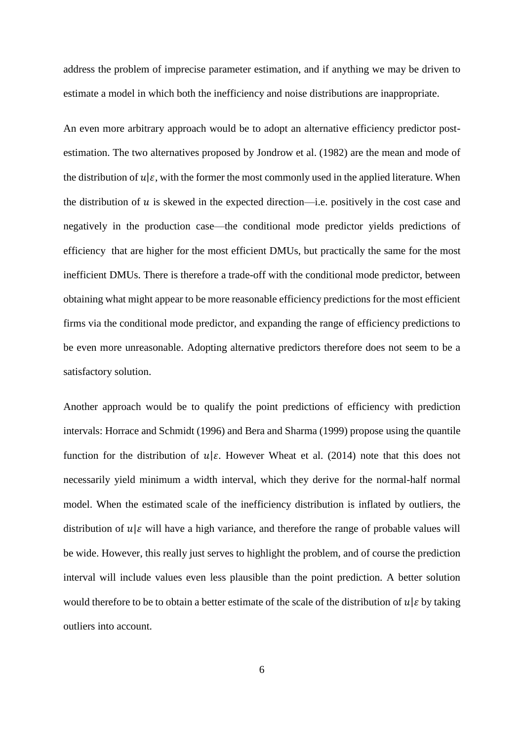address the problem of imprecise parameter estimation, and if anything we may be driven to estimate a model in which both the inefficiency and noise distributions are inappropriate.

An even more arbitrary approach would be to adopt an alternative efficiency predictor post-estimation. The two alternatives proposed by Jondrow et al. (1982) are the mean and mode of the distribution of $u|\varepsilon$, with the former the most commonly used in the applied literature. When the distribution of $u$ is skewed in the expected direction—i.e. positively in the cost case and negatively in the production case—the conditional mode predictor yields predictions of efficiency that are higher for the most efficient DMUs, but practically the same for the most inefficient DMUs. There is therefore a trade-off with the conditional mode predictor, between obtaining what might appear to be more reasonable efficiency predictions for the most efficient firms via the conditional mode predictor, and expanding the range of efficiency predictions to be even more unreasonable. Adopting alternative predictors therefore does not seem to be a satisfactory solution.

Another approach would be to qualify the point predictions of efficiency with prediction intervals: Horrace and Schmidt (1996) and Bera and Sharma (1999) propose using the quantile function for the distribution of $u|\varepsilon$. However Wheat et al. (2014) note that this does not necessarily yield minimum a width interval, which they derive for the normal-half normal model. When the estimated scale of the inefficiency distribution is inflated by outliers, the distribution of $u|\varepsilon$ will have a high variance, and therefore the range of probable values will be wide. However, this really just serves to highlight the problem, and of course the prediction interval will include values even less plausible than the point prediction. A better solution would therefore to be to obtain a better estimate of the scale of the distribution of $u|\varepsilon$ by taking outliers into account.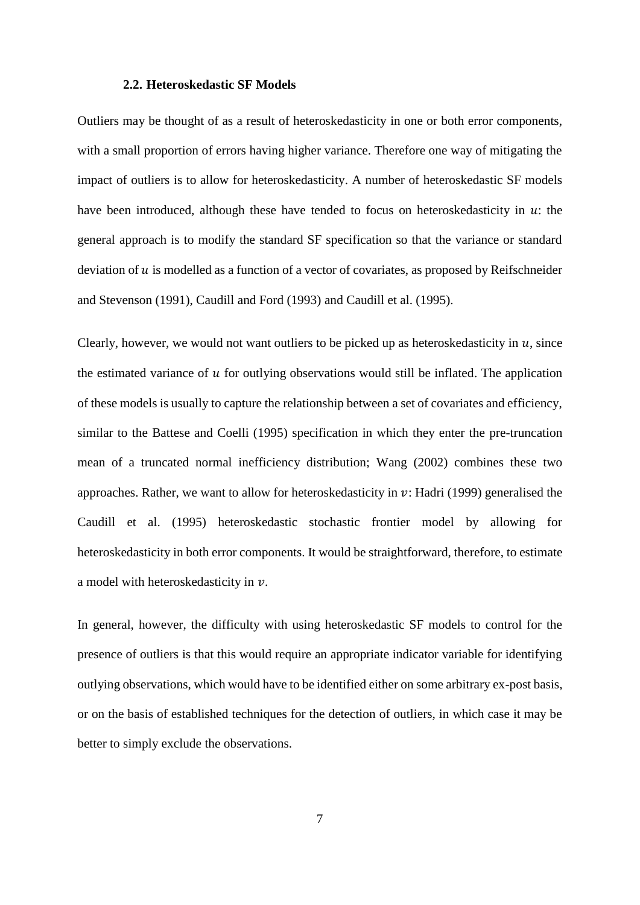### 2.2. Heteroskedastic SF Models

Outliers may be thought of as a result of heteroskedasticity in one or both error components, with a small proportion of errors having higher variance. Therefore one way of mitigating the impact of outliers is to allow for heteroskedasticity. A number of heteroskedastic SF models have been introduced, although these have tended to focus on heteroskedasticity in $u$: the general approach is to modify the standard SF specification so that the variance or standard deviation of $u$ is modelled as a function of a vector of covariates, as proposed by Reifschneider and Stevenson (1991), Caudill and Ford (1993) and Caudill et al. (1995).

Clearly, however, we would not want outliers to be picked up as heteroskedasticity in $u$, since the estimated variance of $u$ for outlying observations would still be inflated. The application of these models is usually to capture the relationship between a set of covariates and efficiency, similar to the Battese and Coelli (1995) specification in which they enter the pre-truncation mean of a truncated normal inefficiency distribution; Wang (2002) combines these two approaches. Rather, we want to allow for heteroskedasticity in $v$: Hadri (1999) generalised the Caudill et al. (1995) heteroskedastic stochastic frontier model by allowing for heteroskedasticity in both error components. It would be straightforward, therefore, to estimate a model with heteroskedasticity in $v$.

In general, however, the difficulty with using heteroskedastic SF models to control for the presence of outliers is that this would require an appropriate indicator variable for identifying outlying observations, which would have to be identified either on some arbitrary ex-post basis, or on the basis of established techniques for the detection of outliers, in which case it may be better to simply exclude the observations.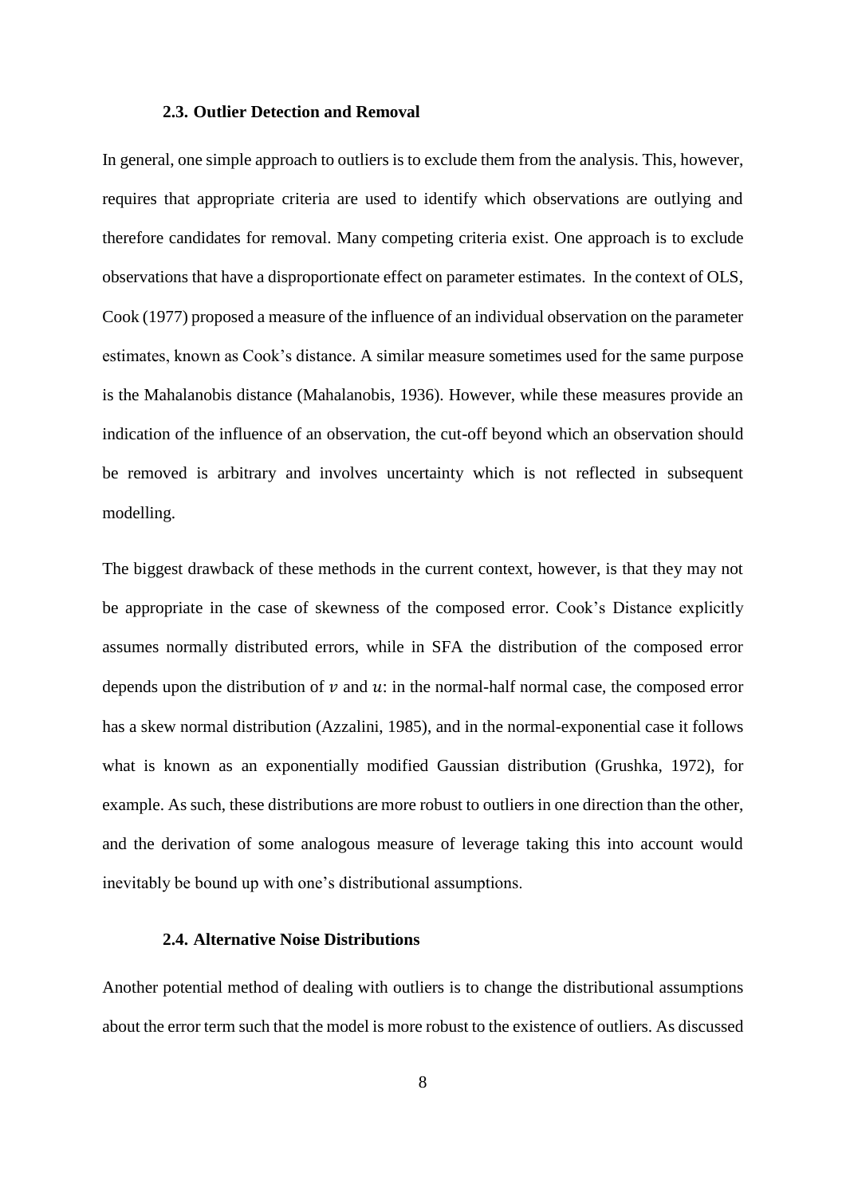### 2.3. Outlier Detection and Removal

In general, one simple approach to outliers is to exclude them from the analysis. This, however, requires that appropriate criteria are used to identify which observations are outlying and therefore candidates for removal. Many competing criteria exist. One approach is to exclude observations that have a disproportionate effect on parameter estimates. In the context of OLS, Cook (1977) proposed a measure of the influence of an individual observation on the parameter estimates, known as Cook's distance. A similar measure sometimes used for the same purpose is the Mahalanobis distance (Mahalanobis, 1936). However, while these measures provide an indication of the influence of an observation, the cut-off beyond which an observation should be removed is arbitrary and involves uncertainty which is not reflected in subsequent modelling.

The biggest drawback of these methods in the current context, however, is that they may not be appropriate in the case of skewness of the composed error. Cook's Distance explicitly assumes normally distributed errors, while in SFA the distribution of the composed error depends upon the distribution of $v$ and $u$: in the normal-half normal case, the composed error has a skew normal distribution (Azzalini, 1985), and in the normal-exponential case it follows what is known as an exponentially modified Gaussian distribution (Grushka, 1972), for example. As such, these distributions are more robust to outliers in one direction than the other, and the derivation of some analogous measure of leverage taking this into account would inevitably be bound up with one's distributional assumptions.

### 2.4. Alternative Noise Distributions

Another potential method of dealing with outliers is to change the distributional assumptions about the error term such that the model is more robust to the existence of outliers. As discussed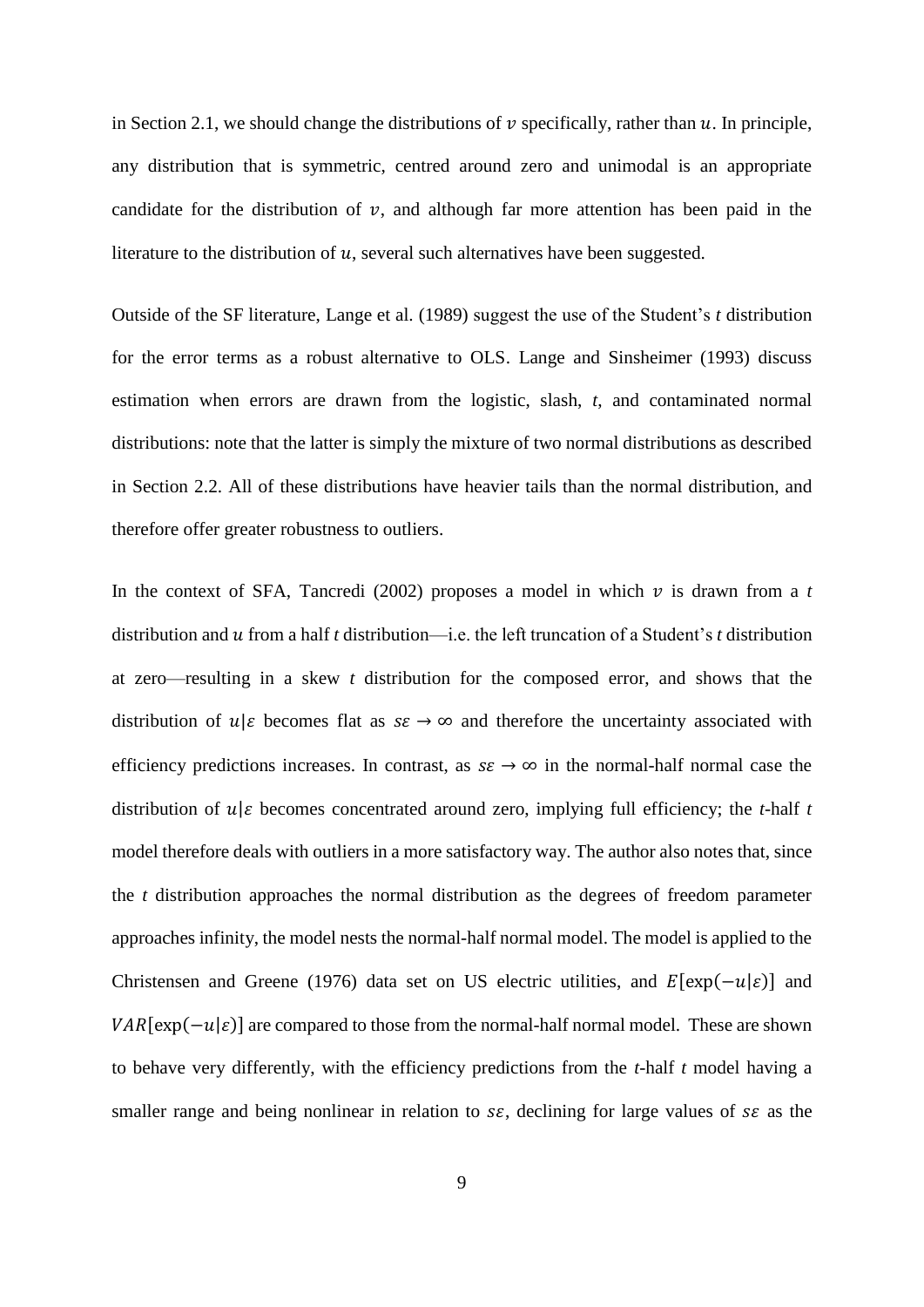in Section 2.1, we should change the distributions of $v$ specifically, rather than $u$. In principle, any distribution that is symmetric, centred around zero and unimodal is an appropriate candidate for the distribution of $v$, and although far more attention has been paid in the literature to the distribution of $u$, several such alternatives have been suggested.

Outside of the SF literature, Lange et al. (1989) suggest the use of the Student's *t* distribution for the error terms as a robust alternative to OLS. Lange and Sinsheimer (1993) discuss estimation when errors are drawn from the logistic, slash, *t*, and contaminated normal distributions: note that the latter is simply the mixture of two normal distributions as described in Section 2.2. All of these distributions have heavier tails than the normal distribution, and therefore offer greater robustness to outliers.

In the context of SFA, Tancredi (2002) proposes a model in which $v$ is drawn from a *t* distribution and $u$ from a half *t* distribution—i.e. the left truncation of a Student's *t* distribution at zero—resulting in a skew *t* distribution for the composed error, and shows that the distribution of $u|\varepsilon$ becomes flat as $s\varepsilon \rightarrow \infty$ and therefore the uncertainty associated with efficiency predictions increases. In contrast, as $s\varepsilon \rightarrow \infty$ in the normal-half normal case the distribution of $u|\varepsilon$ becomes concentrated around zero, implying full efficiency; the *t*-half *t* model therefore deals with outliers in a more satisfactory way. The author also notes that, since the *t* distribution approaches the normal distribution as the degrees of freedom parameter approaches infinity, the model nests the normal-half normal model. The model is applied to the Christensen and Greene (1976) data set on US electric utilities, and $E[\exp(-u|\varepsilon)]$ and $VAR[\exp(-u|\varepsilon)]$ are compared to those from the normal-half normal model. These are shown to behave very differently, with the efficiency predictions from the *t*-half *t* model having a smaller range and being nonlinear in relation to $s\varepsilon$, declining for large values of $s\varepsilon$ as the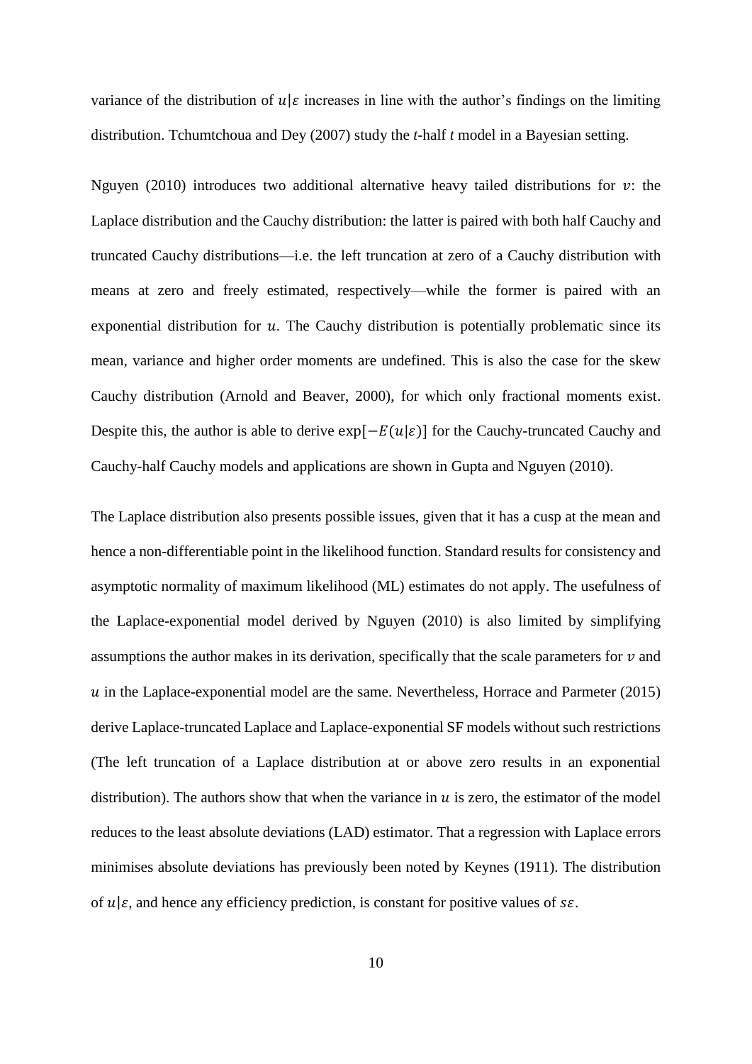variance of the distribution of $u|\varepsilon$ increases in line with the author's findings on the limiting distribution. Tchumtchoua and Dey (2007) study the *t*-half *t* model in a Bayesian setting.

Nguyen (2010) introduces two additional alternative heavy tailed distributions for $v$: the Laplace distribution and the Cauchy distribution: the latter is paired with both half Cauchy and truncated Cauchy distributions—i.e. the left truncation at zero of a Cauchy distribution with means at zero and freely estimated, respectively—while the former is paired with an exponential distribution for $u$. The Cauchy distribution is potentially problematic since its mean, variance and higher order moments are undefined. This is also the case for the skew Cauchy distribution (Arnold and Beaver, 2000), for which only fractional moments exist. Despite this, the author is able to derive $\exp[-E(u|\varepsilon)]$ for the Cauchy-truncated Cauchy and Cauchy-half Cauchy models and applications are shown in Gupta and Nguyen (2010).

The Laplace distribution also presents possible issues, given that it has a cusp at the mean and hence a non-differentiable point in the likelihood function. Standard results for consistency and asymptotic normality of maximum likelihood (ML) estimates do not apply. The usefulness of the Laplace-exponential model derived by Nguyen (2010) is also limited by simplifying assumptions the author makes in its derivation, specifically that the scale parameters for $v$ and $u$ in the Laplace-exponential model are the same. Nevertheless, Horrace and Parmeter (2015) derive Laplace-truncated Laplace and Laplace-exponential SF models without such restrictions (The left truncation of a Laplace distribution at or above zero results in an exponential distribution). The authors show that when the variance in $u$ is zero, the estimator of the model reduces to the least absolute deviations (LAD) estimator. That a regression with Laplace errors minimises absolute deviations has previously been noted by Keynes (1911). The distribution of $u|\varepsilon$, and hence any efficiency prediction, is constant for positive values of $s\varepsilon$.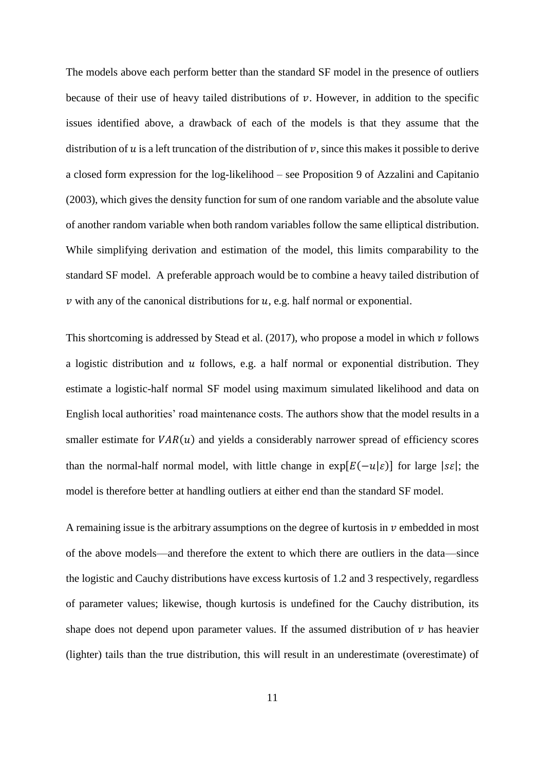The models above each perform better than the standard SF model in the presence of outliers because of their use of heavy tailed distributions of $v$. However, in addition to the specific issues identified above, a drawback of each of the models is that they assume that the distribution of $u$ is a left truncation of the distribution of $v$, since this makes it possible to derive a closed form expression for the log-likelihood – see Proposition 9 of Azzalini and Capitanio (2003), which gives the density function for sum of one random variable and the absolute value of another random variable when both random variables follow the same elliptical distribution. While simplifying derivation and estimation of the model, this limits comparability to the standard SF model. A preferable approach would be to combine a heavy tailed distribution of $v$ with any of the canonical distributions for $u$, e.g. half normal or exponential.

This shortcoming is addressed by Stead et al. (2017), who propose a model in which $v$ follows a logistic distribution and $u$ follows, e.g. a half normal or exponential distribution. They estimate a logistic-half normal SF model using maximum simulated likelihood and data on English local authorities' road maintenance costs. The authors show that the model results in a smaller estimate for $VAR(u)$ and yields a considerably narrower spread of efficiency scores than the normal-half normal model, with little change in $\exp[E(-u|\varepsilon)]$ for large $|s\varepsilon|$; the model is therefore better at handling outliers at either end than the standard SF model.

A remaining issue is the arbitrary assumptions on the degree of kurtosis in $v$ embedded in most of the above models—and therefore the extent to which there are outliers in the data—since the logistic and Cauchy distributions have excess kurtosis of 1.2 and 3 respectively, regardless of parameter values; likewise, though kurtosis is undefined for the Cauchy distribution, its shape does not depend upon parameter values. If the assumed distribution of $v$ has heavier (lighter) tails than the true distribution, this will result in an underestimate (overestimate) of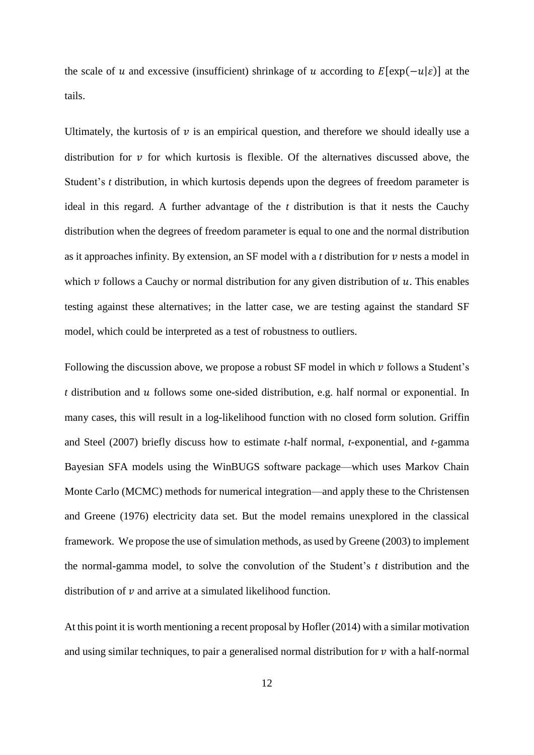the scale of $u$ and excessive (insufficient) shrinkage of $u$ according to $E[\exp(-u|\varepsilon)]$ at the tails.

Ultimately, the kurtosis of $v$ is an empirical question, and therefore we should ideally use a distribution for $v$ for which kurtosis is flexible. Of the alternatives discussed above, the Student's *t* distribution, in which kurtosis depends upon the degrees of freedom parameter is ideal in this regard. A further advantage of the *t* distribution is that it nests the Cauchy distribution when the degrees of freedom parameter is equal to one and the normal distribution as it approaches infinity. By extension, an SF model with a *t* distribution for $v$ nests a model in which $v$ follows a Cauchy or normal distribution for any given distribution of $u$. This enables testing against these alternatives; in the latter case, we are testing against the standard SF model, which could be interpreted as a test of robustness to outliers.

Following the discussion above, we propose a robust SF model in which $v$ follows a Student's *t* distribution and $u$ follows some one-sided distribution, e.g. half normal or exponential. In many cases, this will result in a log-likelihood function with no closed form solution. Griffin and Steel (2007) briefly discuss how to estimate *t*-half normal, *t*-exponential, and *t*-gamma Bayesian SFA models using the WinBUGS software package—which uses Markov Chain Monte Carlo (MCMC) methods for numerical integration—and apply these to the Christensen and Greene (1976) electricity data set. But the model remains unexplored in the classical framework. We propose the use of simulation methods, as used by Greene (2003) to implement the normal-gamma model, to solve the convolution of the Student's *t* distribution and the distribution of $v$ and arrive at a simulated likelihood function.

At this point it is worth mentioning a recent proposal by Hofler (2014) with a similar motivation and using similar techniques, to pair a generalised normal distribution for $v$ with a half-normal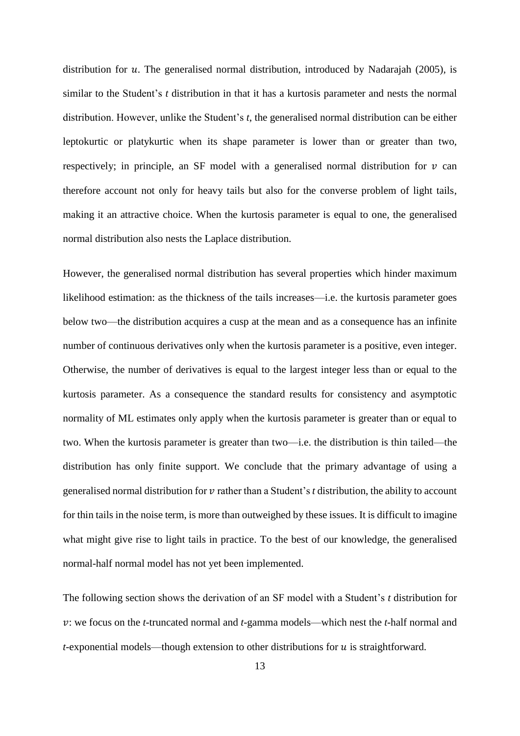distribution for $u$. The generalised normal distribution, introduced by Nadarajah (2005), is similar to the Student's *t* distribution in that it has a kurtosis parameter and nests the normal distribution. However, unlike the Student's *t*, the generalised normal distribution can be either leptokurtic or platykurtic when its shape parameter is lower than or greater than two, respectively; in principle, an SF model with a generalised normal distribution for $v$ can therefore account not only for heavy tails but also for the converse problem of light tails, making it an attractive choice. When the kurtosis parameter is equal to one, the generalised normal distribution also nests the Laplace distribution.

However, the generalised normal distribution has several properties which hinder maximum likelihood estimation: as the thickness of the tails increases—i.e. the kurtosis parameter goes below two—the distribution acquires a cusp at the mean and as a consequence has an infinite number of continuous derivatives only when the kurtosis parameter is a positive, even integer. Otherwise, the number of derivatives is equal to the largest integer less than or equal to the kurtosis parameter. As a consequence the standard results for consistency and asymptotic normality of ML estimates only apply when the kurtosis parameter is greater than or equal to two. When the kurtosis parameter is greater than two—i.e. the distribution is thin tailed—the distribution has only finite support. We conclude that the primary advantage of using a generalised normal distribution for $v$ rather than a Student's *t* distribution, the ability to account for thin tails in the noise term, is more than outweighed by these issues. It is difficult to imagine what might give rise to light tails in practice. To the best of our knowledge, the generalised normal-half normal model has not yet been implemented.

The following section shows the derivation of an SF model with a Student's *t* distribution for $v$: we focus on the *t*-truncated normal and *t*-gamma models—which nest the *t*-half normal and *t*-exponential models—though extension to other distributions for $u$ is straightforward.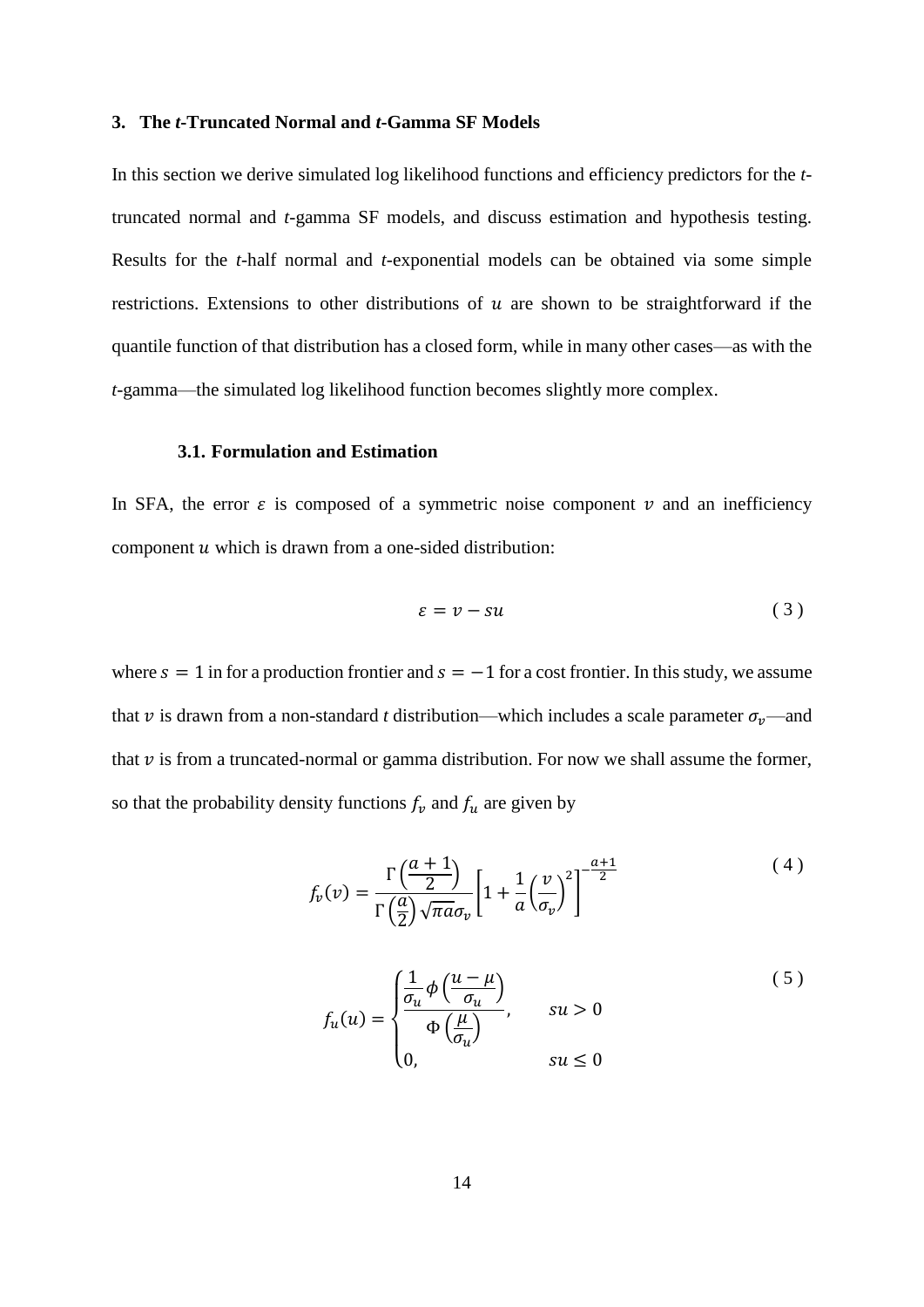## 3. The *t*-Truncated Normal and *t*-Gamma SF Models

In this section we derive simulated log likelihood functions and efficiency predictors for the *t*-truncated normal and *t*-gamma SF models, and discuss estimation and hypothesis testing. Results for the *t*-half normal and *t*-exponential models can be obtained via some simple restrictions. Extensions to other distributions of $u$ are shown to be straightforward if the quantile function of that distribution has a closed form, while in many other cases—as with the *t*-gamma—the simulated log likelihood function becomes slightly more complex.

### 3.1. Formulation and Estimation

In SFA, the error $\varepsilon$ is composed of a symmetric noise component $v$ and an inefficiency component $u$ which is drawn from a one-sided distribution:

$$\varepsilon = v - su \tag{3}$$

where $s = 1$ in for a production frontier and $s = -1$ for a cost frontier. In this study, we assume that $v$ is drawn from a non-standard *t* distribution—which includes a scale parameter $\sigma_v$—and that $v$ is from a truncated-normal or gamma distribution. For now we shall assume the former, so that the probability density functions $f_v$ and $f_u$ are given by

$$f_v(v) = \frac{\Gamma\left(\frac{a+1}{2}\right)}{\Gamma\left(\frac{a}{2}\right)\sqrt{\pi a}\sigma_v}\left[1 + \frac{1}{a}\left(\frac{v}{\sigma_v}\right)^2\right]^{-\frac{a+1}{2}} \tag{4}$$

$$f_u(u) = \begin{cases} \dfrac{\frac{1}{\sigma_u}\phi\left(\frac{u-\mu}{\sigma_u}\right)}{\Phi\left(\frac{\mu}{\sigma_u}\right)}, & su > 0 \\ 0, & su \leq 0 \end{cases} \tag{5}$$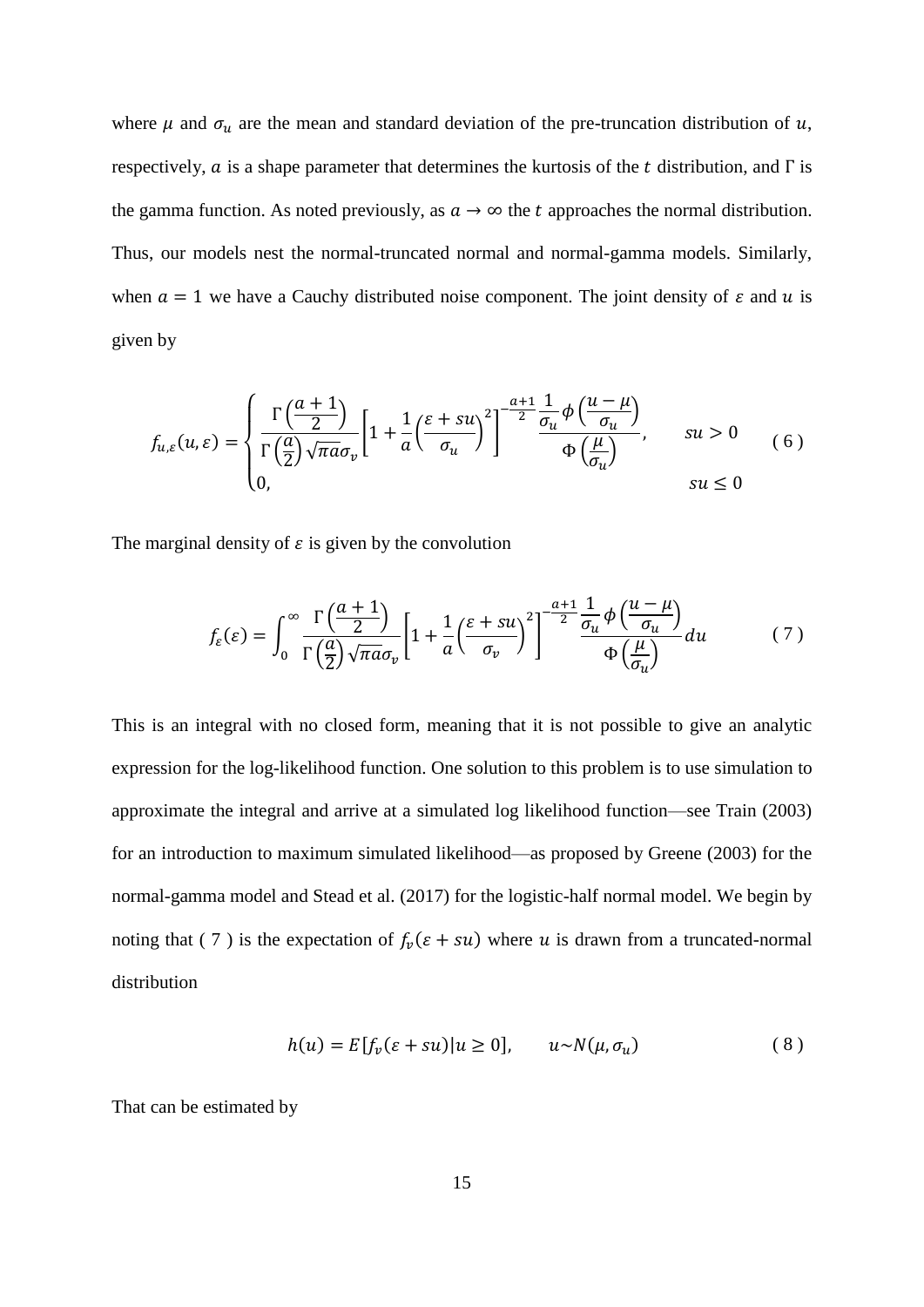where $\mu$ and $\sigma_u$ are the mean and standard deviation of the pre-truncation distribution of $u$, respectively, $a$ is a shape parameter that determines the kurtosis of the $t$ distribution, and $\Gamma$ is the gamma function. As noted previously, as $a \to \infty$ the $t$ approaches the normal distribution. Thus, our models nest the normal-truncated normal and normal-gamma models. Similarly, when $a = 1$ we have a Cauchy distributed noise component. The joint density of $\varepsilon$ and $u$ is given by

$$f_{u,\varepsilon}(u,\varepsilon) = \begin{cases} \dfrac{\Gamma\left(\frac{a+1}{2}\right)}{\Gamma\left(\frac{a}{2}\right)\sqrt{\pi a}\sigma_v}\left[1 + \dfrac{1}{a}\left(\dfrac{\varepsilon + su}{\sigma_u}\right)^2\right]^{-\frac{a+1}{2}} \dfrac{\frac{1}{\sigma_u}\phi\left(\frac{u-\mu}{\sigma_u}\right)}{\Phi\left(\frac{\mu}{\sigma_u}\right)}, & su > 0 \\ 0, & su \leq 0 \end{cases} \tag{6}$$

The marginal density of $\varepsilon$ is given by the convolution

$$f_\varepsilon(\varepsilon) = \int_0^\infty \frac{\Gamma\left(\frac{a+1}{2}\right)}{\Gamma\left(\frac{a}{2}\right)\sqrt{\pi a}\sigma_v}\left[1 + \frac{1}{a}\left(\frac{\varepsilon + su}{\sigma_v}\right)^2\right]^{-\frac{a+1}{2}} \frac{\frac{1}{\sigma_u}\phi\left(\frac{u-\mu}{\sigma_u}\right)}{\Phi\left(\frac{\mu}{\sigma_u}\right)} du \tag{7}$$

This is an integral with no closed form, meaning that it is not possible to give an analytic expression for the log-likelihood function. One solution to this problem is to use simulation to approximate the integral and arrive at a simulated log likelihood function—see Train (2003) for an introduction to maximum simulated likelihood—as proposed by Greene (2003) for the normal-gamma model and Stead et al. (2017) for the logistic-half normal model. We begin by noting that ( 7 ) is the expectation of $f_v(\varepsilon + su)$ where $u$ is drawn from a truncated-normal distribution

$$h(u) = E[f_v(\varepsilon + su)|u \geq 0], \qquad u \sim N(\mu, \sigma_u) \tag{8}$$

That can be estimated by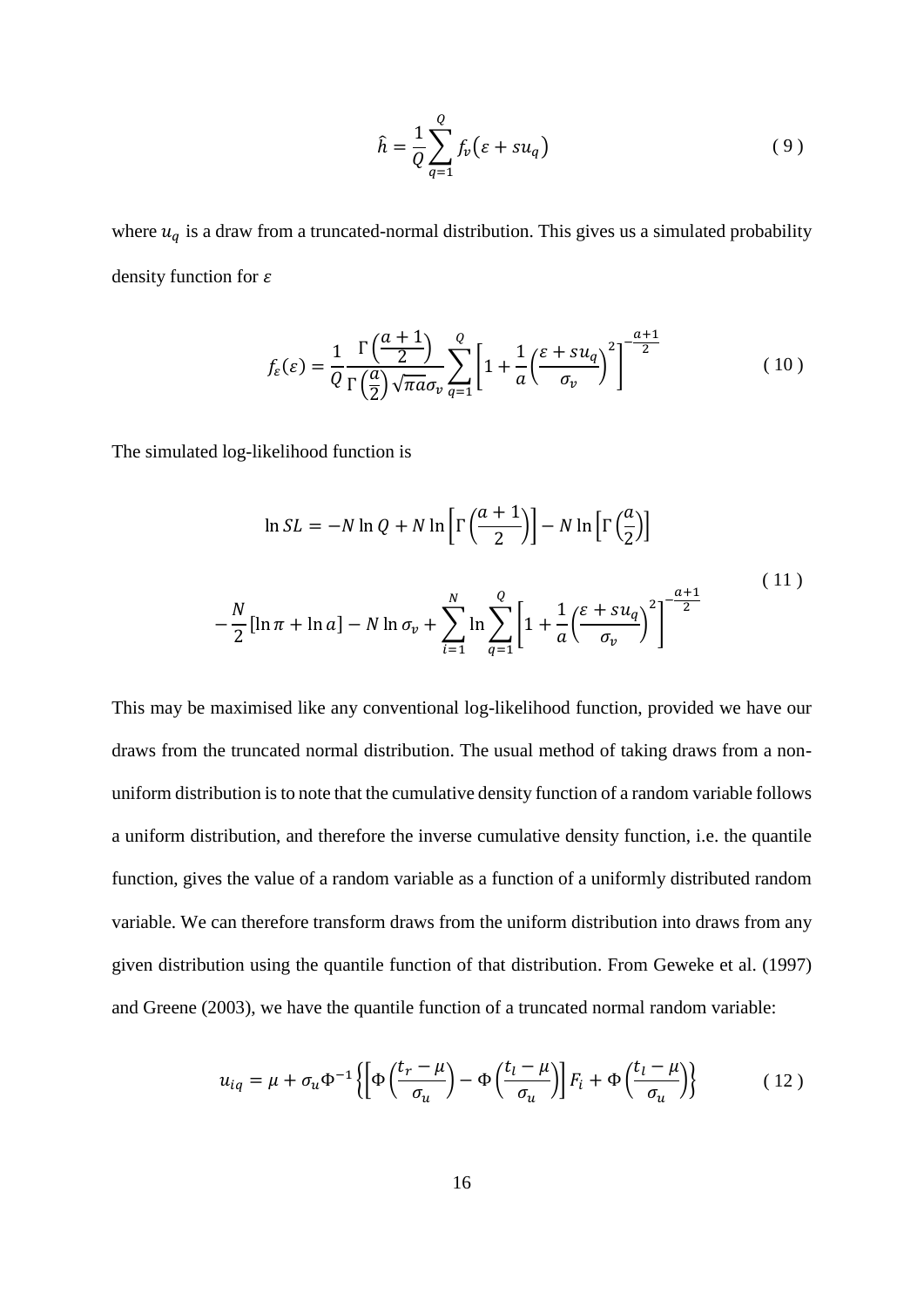$$\hat{h} = \frac{1}{Q}\sum_{q=1}^{Q} f_v\left(\varepsilon + su_q\right) \tag{9}$$

where $u_q$ is a draw from a truncated-normal distribution. This gives us a simulated probability density function for $\varepsilon$

$$f_\varepsilon(\varepsilon) = \frac{1}{Q}\frac{\Gamma\left(\frac{a+1}{2}\right)}{\Gamma\left(\frac{a}{2}\right)\sqrt{\pi a}\sigma_v}\sum_{q=1}^{Q}\left[1 + \frac{1}{a}\left(\frac{\varepsilon + su_q}{\sigma_v}\right)^2\right]^{-\frac{a+1}{2}} \tag{10}$$

The simulated log-likelihood function is

$$\begin{aligned} \ln SL = -N\ln Q + N\ln\left[\Gamma\left(\frac{a+1}{2}\right)\right] - N\ln\left[\Gamma\left(\frac{a}{2}\right)\right] \\ -\frac{N}{2}[\ln\pi + \ln a] - N\ln\sigma_v + \sum_{i=1}^{N}\ln\sum_{q=1}^{Q}\left[1 + \frac{1}{a}\left(\frac{\varepsilon + su_q}{\sigma_v}\right)^2\right]^{-\frac{a+1}{2}} \end{aligned} \tag{11}$$

This may be maximised like any conventional log-likelihood function, provided we have our draws from the truncated normal distribution. The usual method of taking draws from a non-uniform distribution is to note that the cumulative density function of a random variable follows a uniform distribution, and therefore the inverse cumulative density function, i.e. the quantile function, gives the value of a random variable as a function of a uniformly distributed random variable. We can therefore transform draws from the uniform distribution into draws from any given distribution using the quantile function of that distribution. From Geweke et al. (1997) and Greene (2003), we have the quantile function of a truncated normal random variable:

$$u_{iq} = \mu + \sigma_u\Phi^{-1}\left\{\left[\Phi\left(\frac{t_r - \mu}{\sigma_u}\right) - \Phi\left(\frac{t_l - \mu}{\sigma_u}\right)\right]F_i + \Phi\left(\frac{t_l - \mu}{\sigma_u}\right)\right\} \tag{12}$$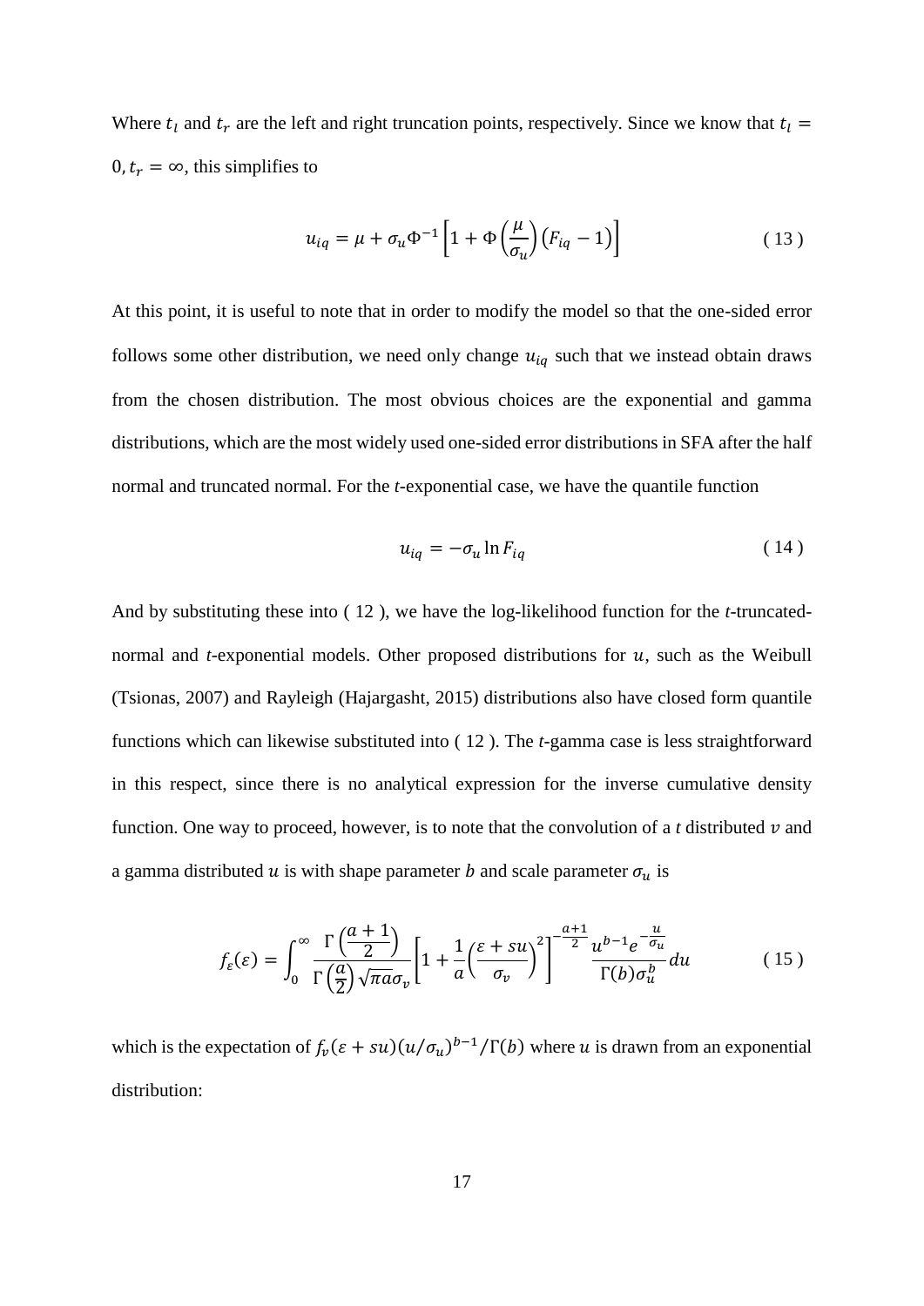Where $t_l$ and $t_r$ are the left and right truncation points, respectively. Since we know that $t_l = 0, t_r = \infty$, this simplifies to

$$u_{iq} = \mu + \sigma_u \Phi^{-1}\left[1 + \Phi\left(\frac{\mu}{\sigma_u}\right)\left(F_{iq} - 1\right)\right] \tag{13}$$

At this point, it is useful to note that in order to modify the model so that the one-sided error follows some other distribution, we need only change $u_{iq}$ such that we instead obtain draws from the chosen distribution. The most obvious choices are the exponential and gamma distributions, which are the most widely used one-sided error distributions in SFA after the half normal and truncated normal. For the *t*-exponential case, we have the quantile function

$$u_{iq} = -\sigma_u \ln F_{iq} \tag{14}$$

And by substituting these into ( 12 ), we have the log-likelihood function for the *t*-truncated-normal and *t*-exponential models. Other proposed distributions for $u$, such as the Weibull (Tsionas, 2007) and Rayleigh (Hajargasht, 2015) distributions also have closed form quantile functions which can likewise substituted into ( 12 ). The *t*-gamma case is less straightforward in this respect, since there is no analytical expression for the inverse cumulative density function. One way to proceed, however, is to note that the convolution of a *t* distributed $v$ and a gamma distributed $u$ is with shape parameter $b$ and scale parameter $\sigma_u$ is

$$f_\varepsilon(\varepsilon) = \int_0^\infty \frac{\Gamma\left(\frac{a+1}{2}\right)}{\Gamma\left(\frac{a}{2}\right)\sqrt{\pi a}\sigma_v}\left[1 + \frac{1}{a}\left(\frac{\varepsilon + su}{\sigma_v}\right)^2\right]^{-\frac{a+1}{2}} \frac{u^{b-1}e^{-\frac{u}{\sigma_u}}}{\Gamma(b)\sigma_u^b} du \tag{15}$$

which is the expectation of $f_v(\varepsilon + su)(u/\sigma_u)^{b-1}/\Gamma(b)$ where $u$ is drawn from an exponential distribution: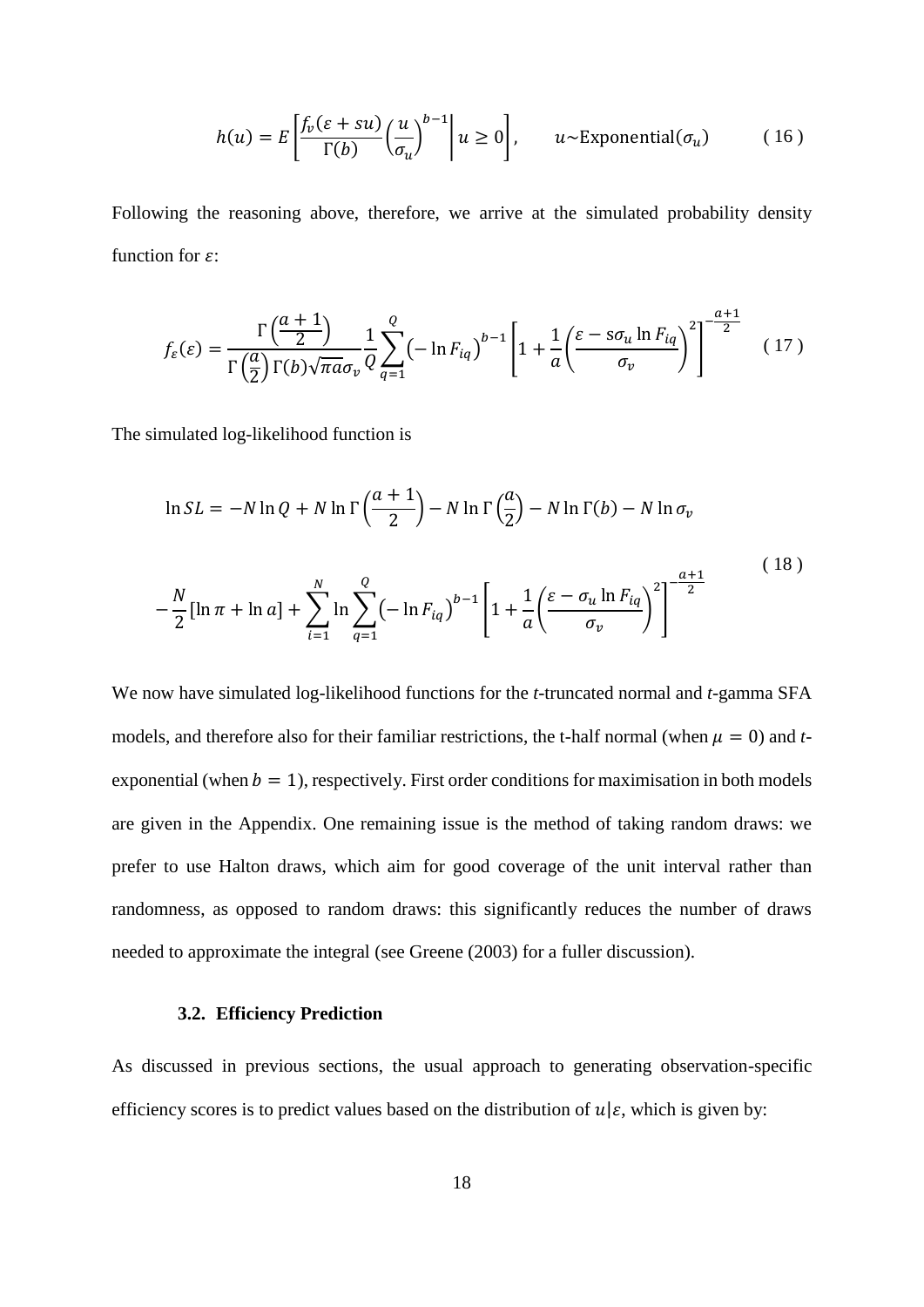$$h(u) = E\left[\frac{f_v(\varepsilon + su)}{\Gamma(b)}\left(\frac{u}{\sigma_u}\right)^{b-1}\middle| u \geq 0\right], \qquad u \sim \text{Exponential}(\sigma_u) \tag{16}$$

Following the reasoning above, therefore, we arrive at the simulated probability density function for $\varepsilon$:

$$f_\varepsilon(\varepsilon) = \frac{\Gamma\left(\frac{a+1}{2}\right)}{\Gamma\left(\frac{a}{2}\right)\Gamma(b)\sqrt{\pi a}\sigma_v}\frac{1}{Q}\sum_{q=1}^{Q}\left(-\ln F_{iq}\right)^{b-1}\left[1 + \frac{1}{a}\left(\frac{\varepsilon - \mathrm{s}\sigma_u \ln F_{iq}}{\sigma_v}\right)^2\right]^{-\frac{a+1}{2}} \tag{17}$$

The simulated log-likelihood function is

$$\ln SL = -N\ln Q + N\ln\Gamma\left(\frac{a+1}{2}\right) - N\ln\Gamma\left(\frac{a}{2}\right) - N\ln\Gamma(b) - N\ln\sigma_v$$

$$-\frac{N}{2}[\ln\pi + \ln a] + \sum_{i=1}^{N}\ln\sum_{q=1}^{Q}\left(-\ln F_{iq}\right)^{b-1}\left[1 + \frac{1}{a}\left(\frac{\varepsilon - \sigma_u \ln F_{iq}}{\sigma_v}\right)^2\right]^{-\frac{a+1}{2}} \tag{18}$$

We now have simulated log-likelihood functions for the *t*-truncated normal and *t*-gamma SFA models, and therefore also for their familiar restrictions, the t-half normal (when $\mu = 0$) and *t*-exponential (when $b = 1$), respectively. First order conditions for maximisation in both models are given in the Appendix. One remaining issue is the method of taking random draws: we prefer to use Halton draws, which aim for good coverage of the unit interval rather than randomness, as opposed to random draws: this significantly reduces the number of draws needed to approximate the integral (see Greene (2003) for a fuller discussion).

### 3.2. Efficiency Prediction

As discussed in previous sections, the usual approach to generating observation-specific efficiency scores is to predict values based on the distribution of $u|\varepsilon$, which is given by: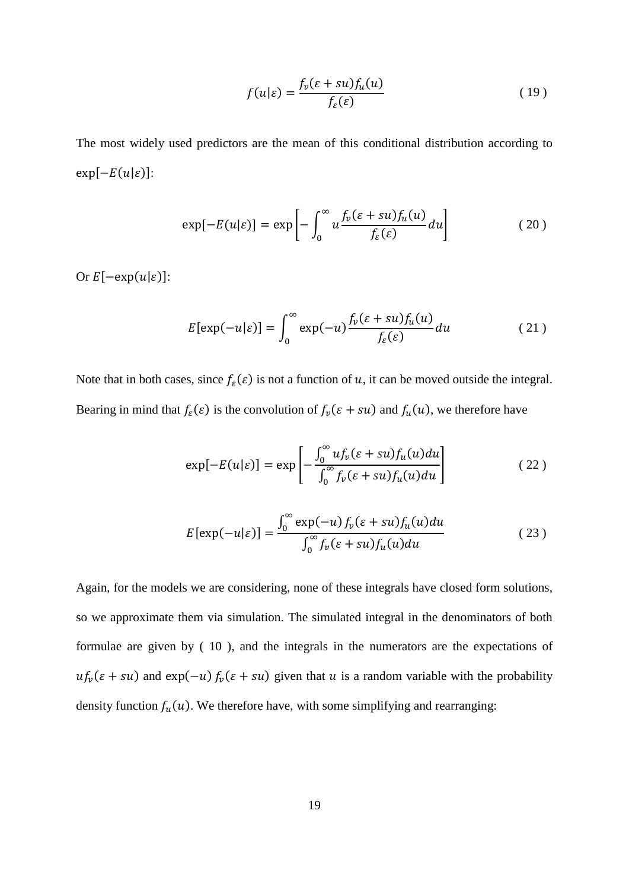$$f(u|\varepsilon) = \frac{f_v(\varepsilon + su) f_u(u)}{f_\varepsilon(\varepsilon)} \tag{19}$$

The most widely used predictors are the mean of this conditional distribution according to $\exp[-E(u|\varepsilon)]$:

$$\exp[-E(u|\varepsilon)] = \exp\left[-\int_0^\infty u \frac{f_v(\varepsilon + su) f_u(u)}{f_\varepsilon(\varepsilon)} du\right] \tag{20}$$

Or $E[-\exp(u|\varepsilon)]$:

$$E[\exp(-u|\varepsilon)] = \int_0^\infty \exp(-u) \frac{f_v(\varepsilon + su) f_u(u)}{f_\varepsilon(\varepsilon)} du \tag{21}$$

Note that in both cases, since $f_\varepsilon(\varepsilon)$ is not a function of $u$, it can be moved outside the integral. Bearing in mind that $f_\varepsilon(\varepsilon)$ is the convolution of $f_v(\varepsilon + su)$ and $f_u(u)$, we therefore have

$$\exp[-E(u|\varepsilon)] = \exp\left[-\frac{\int_0^\infty u f_v(\varepsilon + su) f_u(u) du}{\int_0^\infty f_v(\varepsilon + su) f_u(u) du}\right] \tag{22}$$

$$E[\exp(-u|\varepsilon)] = \frac{\int_0^\infty \exp(-u) f_v(\varepsilon + su) f_u(u) du}{\int_0^\infty f_v(\varepsilon + su) f_u(u) du} \tag{23}$$

Again, for the models we are considering, none of these integrals have closed form solutions, so we approximate them via simulation. The simulated integral in the denominators of both formulae are given by ( 10 ), and the integrals in the numerators are the expectations of $u f_v(\varepsilon + su)$ and $\exp(-u) f_v(\varepsilon + su)$ given that $u$ is a random variable with the probability density function $f_u(u)$. We therefore have, with some simplifying and rearranging: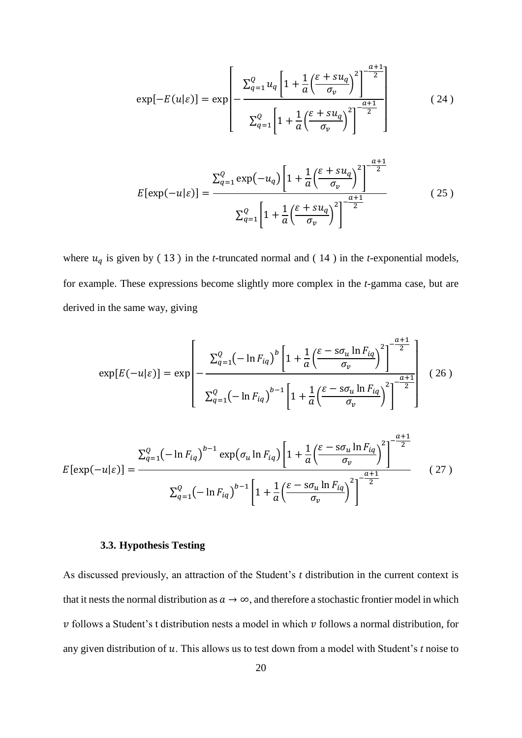$$\exp[-E(u|\varepsilon)] = \exp\left[-\frac{\sum_{q=1}^{Q} u_q \left[1 + \frac{1}{a}\left(\frac{\varepsilon + su_q}{\sigma_v}\right)^2\right]^{-\frac{a+1}{2}}}{\sum_{q=1}^{Q} \left[1 + \frac{1}{a}\left(\frac{\varepsilon + su_q}{\sigma_v}\right)^2\right]^{-\frac{a+1}{2}}}\right] \tag{24}$$

$$E[\exp(-u|\varepsilon)] = \frac{\sum_{q=1}^{Q} \exp(-u_q) \left[1 + \frac{1}{a}\left(\frac{\varepsilon + su_q}{\sigma_v}\right)^2\right]^{-\frac{a+1}{2}}}{\sum_{q=1}^{Q} \left[1 + \frac{1}{a}\left(\frac{\varepsilon + su_q}{\sigma_v}\right)^2\right]^{-\frac{a+1}{2}}} \tag{25}$$

where $u_q$ is given by ( 13 ) in the *t*-truncated normal and ( 14 ) in the *t*-exponential models, for example. These expressions become slightly more complex in the *t*-gamma case, but are derived in the same way, giving

$$\exp[E(-u|\varepsilon)] = \exp\left[-\frac{\sum_{q=1}^{Q} \left(-\ln F_{iq}\right)^{b} \left[1 + \frac{1}{a}\left(\frac{\varepsilon - s\sigma_u \ln F_{iq}}{\sigma_v}\right)^2\right]^{-\frac{a+1}{2}}}{\sum_{q=1}^{Q} \left(-\ln F_{iq}\right)^{b-1} \left[1 + \frac{1}{a}\left(\frac{\varepsilon - s\sigma_u \ln F_{iq}}{\sigma_v}\right)^2\right]^{-\frac{a+1}{2}}}\right] \tag{26}$$

$$E[\exp(-u|\varepsilon)] = \frac{\sum_{q=1}^{Q} \left(-\ln F_{iq}\right)^{b-1} \exp\left(\sigma_u \ln F_{iq}\right) \left[1 + \frac{1}{a}\left(\frac{\varepsilon - s\sigma_u \ln F_{iq}}{\sigma_v}\right)^2\right]^{-\frac{a+1}{2}}}{\sum_{q=1}^{Q} \left(-\ln F_{iq}\right)^{b-1} \left[1 + \frac{1}{a}\left(\frac{\varepsilon - s\sigma_u \ln F_{iq}}{\sigma_v}\right)^2\right]^{-\frac{a+1}{2}}} \tag{27}$$

### 3.3. Hypothesis Testing

As discussed previously, an attraction of the Student's *t* distribution in the current context is that it nests the normal distribution as $a \to \infty$, and therefore a stochastic frontier model in which $v$ follows a Student's t distribution nests a model in which $v$ follows a normal distribution, for any given distribution of $u$. This allows us to test down from a model with Student's *t* noise to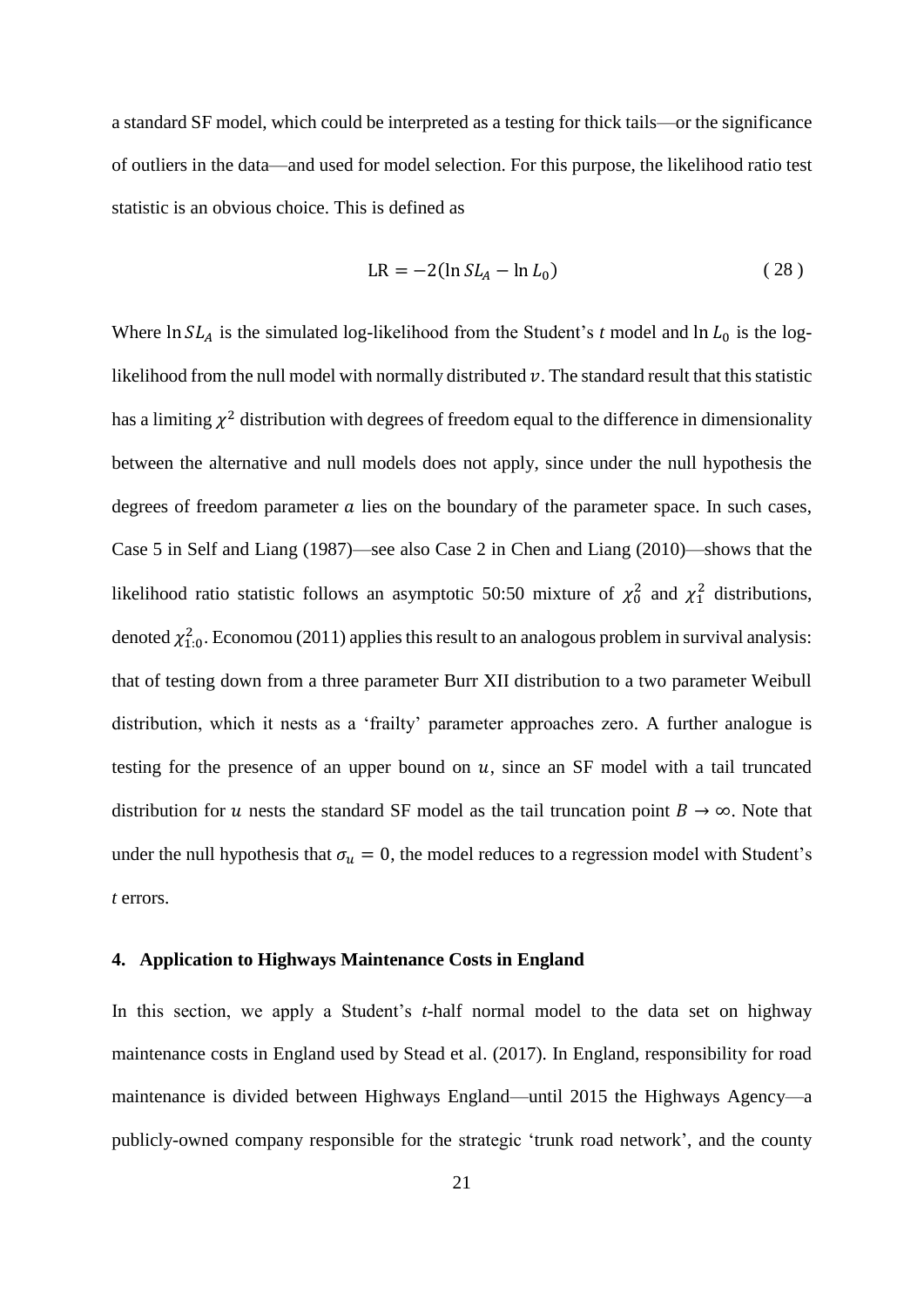a standard SF model, which could be interpreted as a testing for thick tails—or the significance of outliers in the data—and used for model selection. For this purpose, the likelihood ratio test statistic is an obvious choice. This is defined as

$$\mathrm{LR} = -2(\ln SL_A - \ln L_0) \tag{28}$$

Where $\ln SL_A$ is the simulated log-likelihood from the Student's *t* model and $\ln L_0$ is the log-likelihood from the null model with normally distributed $v$. The standard result that this statistic has a limiting $\chi^2$ distribution with degrees of freedom equal to the difference in dimensionality between the alternative and null models does not apply, since under the null hypothesis the degrees of freedom parameter $a$ lies on the boundary of the parameter space. In such cases, Case 5 in Self and Liang (1987)—see also Case 2 in Chen and Liang (2010)—shows that the likelihood ratio statistic follows an asymptotic 50:50 mixture of $\chi_0^2$ and $\chi_1^2$ distributions, denoted $\chi_{1:0}^2$. Economou (2011) applies this result to an analogous problem in survival analysis: that of testing down from a three parameter Burr XII distribution to a two parameter Weibull distribution, which it nests as a 'frailty' parameter approaches zero. A further analogue is testing for the presence of an upper bound on $u$, since an SF model with a tail truncated distribution for $u$ nests the standard SF model as the tail truncation point $B \to \infty$. Note that under the null hypothesis that $\sigma_u = 0$, the model reduces to a regression model with Student's *t* errors.

## 4. Application to Highways Maintenance Costs in England

In this section, we apply a Student's *t*-half normal model to the data set on highway maintenance costs in England used by Stead et al. (2017). In England, responsibility for road maintenance is divided between Highways England—until 2015 the Highways Agency—a publicly-owned company responsible for the strategic 'trunk road network', and the county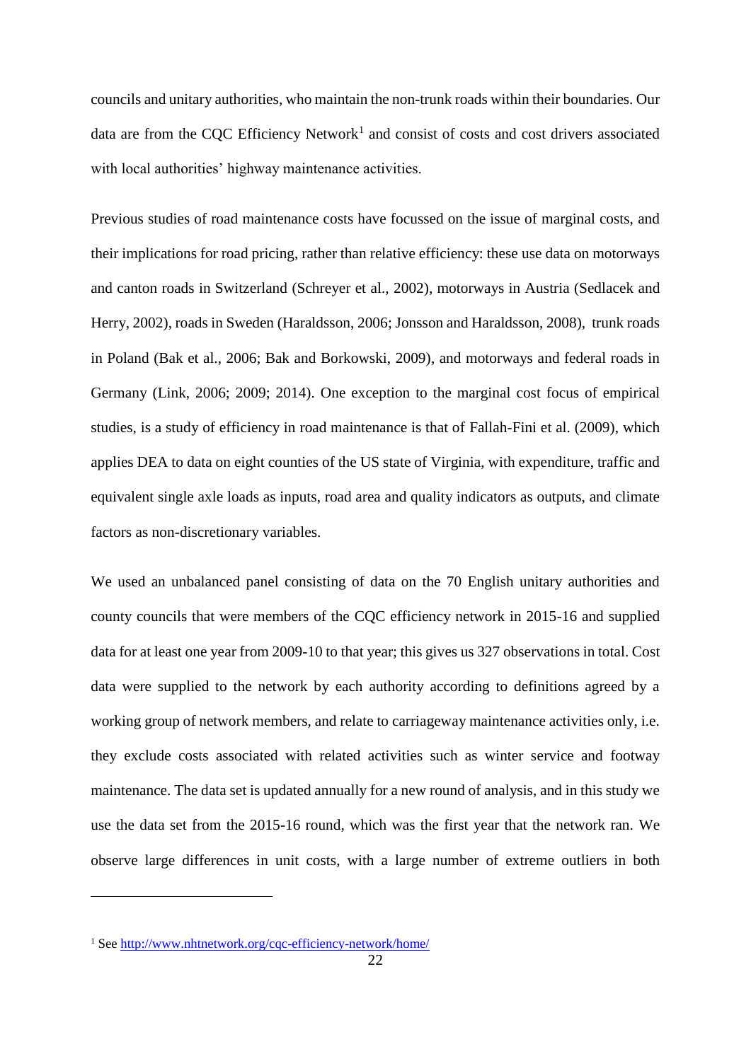councils and unitary authorities, who maintain the non-trunk roads within their boundaries. Our data are from the CQC Efficiency Network[1] and consist of costs and cost drivers associated with local authorities' highway maintenance activities.

Previous studies of road maintenance costs have focussed on the issue of marginal costs, and their implications for road pricing, rather than relative efficiency: these use data on motorways and canton roads in Switzerland (Schreyer et al., 2002), motorways in Austria (Sedlacek and Herry, 2002), roads in Sweden (Haraldsson, 2006; Jonsson and Haraldsson, 2008), trunk roads in Poland (Bak et al., 2006; Bak and Borkowski, 2009), and motorways and federal roads in Germany (Link, 2006; 2009; 2014). One exception to the marginal cost focus of empirical studies, is a study of efficiency in road maintenance is that of Fallah-Fini et al. (2009), which applies DEA to data on eight counties of the US state of Virginia, with expenditure, traffic and equivalent single axle loads as inputs, road area and quality indicators as outputs, and climate factors as non-discretionary variables.

We used an unbalanced panel consisting of data on the 70 English unitary authorities and county councils that were members of the CQC efficiency network in 2015-16 and supplied data for at least one year from 2009-10 to that year; this gives us 327 observations in total. Cost data were supplied to the network by each authority according to definitions agreed by a working group of network members, and relate to carriageway maintenance activities only, i.e. they exclude costs associated with related activities such as winter service and footway maintenance. The data set is updated annually for a new round of analysis, and in this study we use the data set from the 2015-16 round, which was the first year that the network ran. We observe large differences in unit costs, with a large number of extreme outliers in both

---

[1] See http://www.nhtnetwork.org/cqc-efficiency-network/home/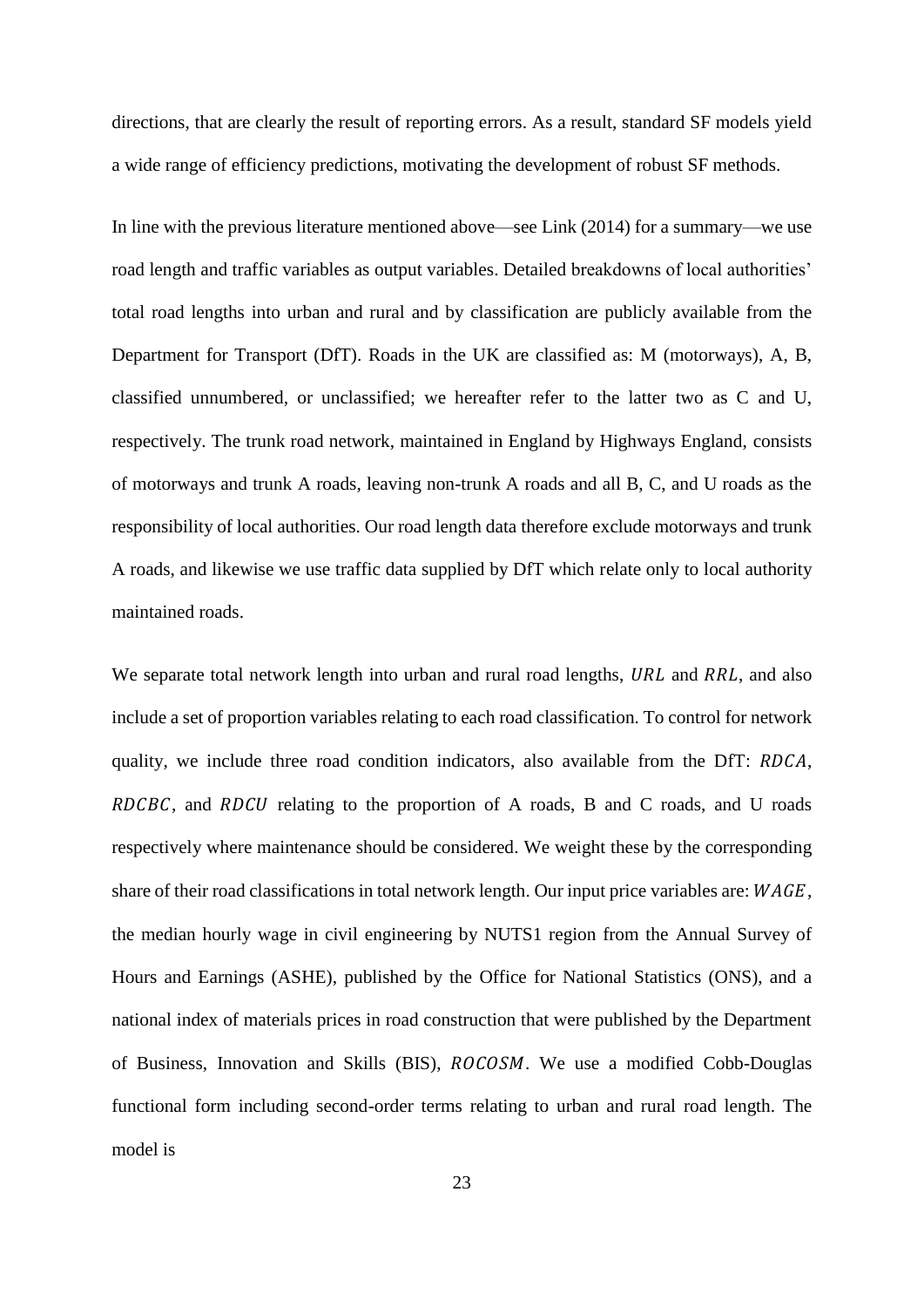directions, that are clearly the result of reporting errors. As a result, standard SF models yield a wide range of efficiency predictions, motivating the development of robust SF methods.

In line with the previous literature mentioned above—see Link (2014) for a summary—we use road length and traffic variables as output variables. Detailed breakdowns of local authorities' total road lengths into urban and rural and by classification are publicly available from the Department for Transport (DfT). Roads in the UK are classified as: M (motorways), A, B, classified unnumbered, or unclassified; we hereafter refer to the latter two as C and U, respectively. The trunk road network, maintained in England by Highways England, consists of motorways and trunk A roads, leaving non-trunk A roads and all B, C, and U roads as the responsibility of local authorities. Our road length data therefore exclude motorways and trunk A roads, and likewise we use traffic data supplied by DfT which relate only to local authority maintained roads.

We separate total network length into urban and rural road lengths, $URL$ and $RRL$, and also include a set of proportion variables relating to each road classification. To control for network quality, we include three road condition indicators, also available from the DfT: $RDCA$, $RDCBC$, and $RDCU$ relating to the proportion of A roads, B and C roads, and U roads respectively where maintenance should be considered. We weight these by the corresponding share of their road classifications in total network length. Our input price variables are: $WAGE$, the median hourly wage in civil engineering by NUTS1 region from the Annual Survey of Hours and Earnings (ASHE), published by the Office for National Statistics (ONS), and a national index of materials prices in road construction that were published by the Department of Business, Innovation and Skills (BIS), $ROCOSM$. We use a modified Cobb-Douglas functional form including second-order terms relating to urban and rural road length. The model is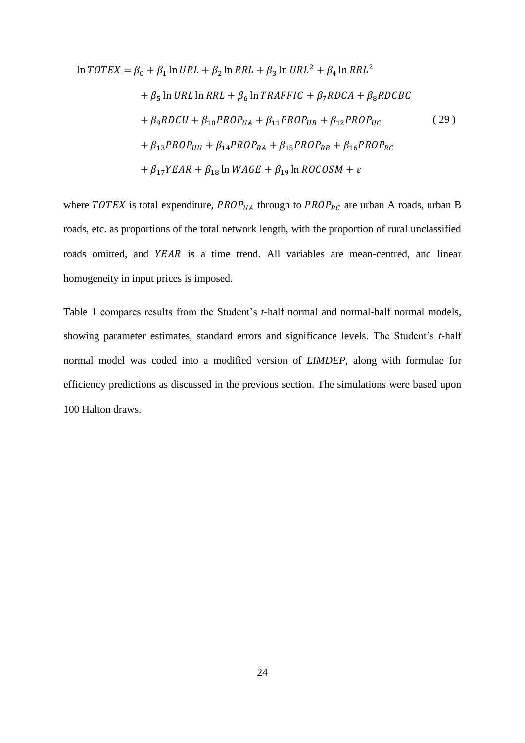$$
\begin{aligned}
\ln TOTEX = \beta_0 &+ \beta_1 \ln URL + \beta_2 \ln RRL + \beta_3 \ln URL^2 + \beta_4 \ln RRL^2 \\
&+ \beta_5 \ln URL \ln RRL + \beta_6 \ln TRAFFIC + \beta_7 RDCA + \beta_8 RDCBC \\
&+ \beta_9 RDCU + \beta_{10} PROP_{UA} + \beta_{11} PROP_{UB} + \beta_{12} PROP_{UC} \\
&+ \beta_{13} PROP_{UU} + \beta_{14} PROP_{RA} + \beta_{15} PROP_{RB} + \beta_{16} PROP_{RC} \\
&+ \beta_{17} YEAR + \beta_{18} \ln WAGE + \beta_{19} \ln ROCOSM + \varepsilon
\end{aligned} \tag{29}
$$

where $TOTEX$ is total expenditure, $PROP_{UA}$ through to $PROP_{RC}$ are urban A roads, urban B roads, etc. as proportions of the total network length, with the proportion of rural unclassified roads omitted, and $YEAR$ is a time trend. All variables are mean-centred, and linear homogeneity in input prices is imposed.

Table 1 compares results from the Student's *t*-half normal and normal-half normal models, showing parameter estimates, standard errors and significance levels. The Student's *t*-half normal model was coded into a modified version of *LIMDEP*, along with formulae for efficiency predictions as discussed in the previous section. The simulations were based upon 100 Halton draws.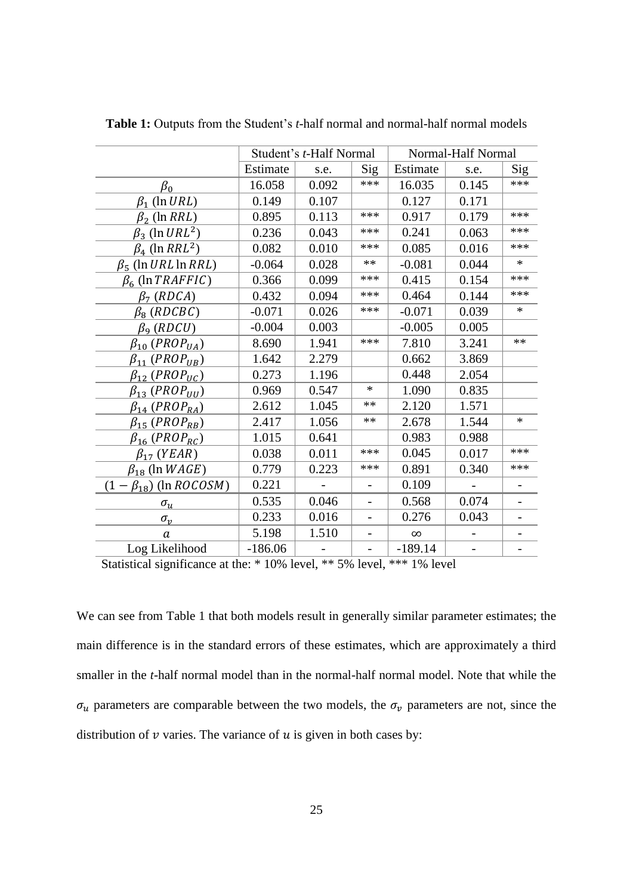**Table 1:** Outputs from the Student's *t*-half normal and normal-half normal models

| | Student's *t*-Half Normal | | | Normal-Half Normal | | |
|---|---|---|---|---|---|---|
| | Estimate | s.e. | Sig | Estimate | s.e. | Sig |
| $\beta_0$ | 16.058 | 0.092 | *** | 16.035 | 0.145 | *** |
| $\beta_1$ ($\ln URL$) | 0.149 | 0.107 | | 0.127 | 0.171 | |
| $\beta_2$ ($\ln RRL$) | 0.895 | 0.113 | *** | 0.917 | 0.179 | *** |
| $\beta_3$ ($\ln URL^2$) | 0.236 | 0.043 | *** | 0.241 | 0.063 | *** |
| $\beta_4$ ($\ln RRL^2$) | 0.082 | 0.010 | *** | 0.085 | 0.016 | *** |
| $\beta_5$ ($\ln URL \ln RRL$) | -0.064 | 0.028 | ** | -0.081 | 0.044 | * |
| $\beta_6$ ($\ln TRAFFIC$) | 0.366 | 0.099 | *** | 0.415 | 0.154 | *** |
| $\beta_7$ ($RDCA$) | 0.432 | 0.094 | *** | 0.464 | 0.144 | *** |
| $\beta_8$ ($RDCBC$) | -0.071 | 0.026 | *** | -0.071 | 0.039 | * |
| $\beta_9$ ($RDCU$) | -0.004 | 0.003 | | -0.005 | 0.005 | |
| $\beta_{10}$ ($PROP_{UA}$) | 8.690 | 1.941 | *** | 7.810 | 3.241 | ** |
| $\beta_{11}$ ($PROP_{UB}$) | 1.642 | 2.279 | | 0.662 | 3.869 | |
| $\beta_{12}$ ($PROP_{UC}$) | 0.273 | 1.196 | | 0.448 | 2.054 | |
| $\beta_{13}$ ($PROP_{UU}$) | 0.969 | 0.547 | * | 1.090 | 0.835 | |
| $\beta_{14}$ ($PROP_{RA}$) | 2.612 | 1.045 | ** | 2.120 | 1.571 | |
| $\beta_{15}$ ($PROP_{RB}$) | 2.417 | 1.056 | ** | 2.678 | 1.544 | * |
| $\beta_{16}$ ($PROP_{RC}$) | 1.015 | 0.641 | | 0.983 | 0.988 | |
| $\beta_{17}$ ($YEAR$) | 0.038 | 0.011 | *** | 0.045 | 0.017 | *** |
| $\beta_{18}$ ($\ln WAGE$) | 0.779 | 0.223 | *** | 0.891 | 0.340 | *** |
| $(1-\beta_{18})$ ($\ln ROCOSM$) | 0.221 | - | - | 0.109 | - | - |
| $\sigma_u$ | 0.535 | 0.046 | - | 0.568 | 0.074 | - |
| $\sigma_v$ | 0.233 | 0.016 | - | 0.276 | 0.043 | - |
| $a$ | 5.198 | 1.510 | - | $\infty$ | - | - |
| Log Likelihood | -186.06 | - | - | -189.14 | - | - |

Statistical significance at the: * 10% level, ** 5% level, *** 1% level

We can see from Table 1 that both models result in generally similar parameter estimates; the main difference is in the standard errors of these estimates, which are approximately a third smaller in the *t*-half normal model than in the normal-half normal model. Note that while the $\sigma_u$ parameters are comparable between the two models, the $\sigma_v$ parameters are not, since the distribution of $v$ varies. The variance of $u$ is given in both cases by: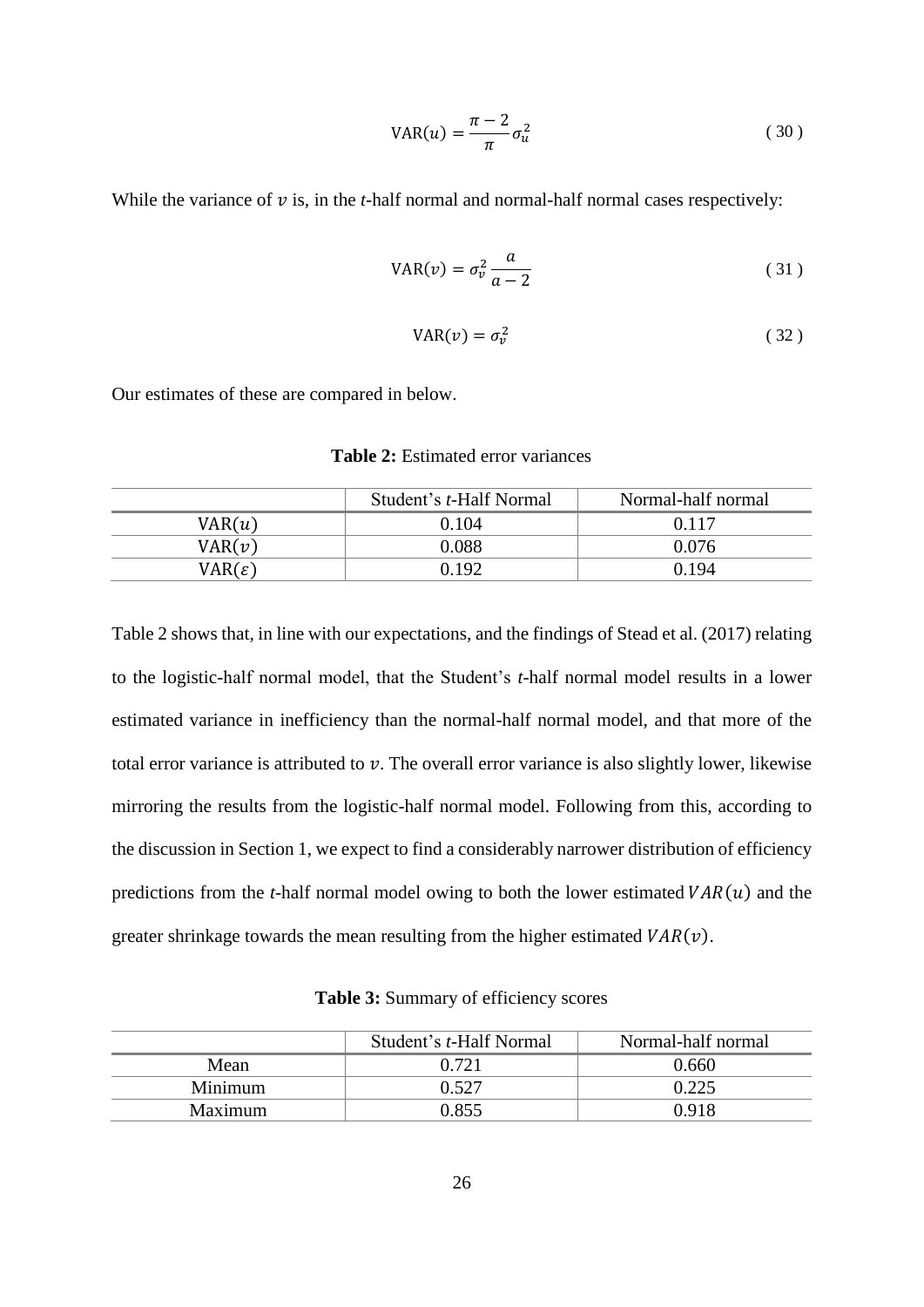$$\mathrm{VAR}(u) = \frac{\pi - 2}{\pi}\sigma_u^2 \tag{30}$$

While the variance of $v$ is, in the *t*-half normal and normal-half normal cases respectively:

$$\mathrm{VAR}(v) = \sigma_v^2 \frac{a}{a-2} \tag{31}$$

$$\mathrm{VAR}(v) = \sigma_v^2 \tag{32}$$

Our estimates of these are compared in below.

**Table 2:** Estimated error variances

| | Student's *t*-Half Normal | Normal-half normal |
|---|---|---|
| $\mathrm{VAR}(u)$ | 0.104 | 0.117 |
| $\mathrm{VAR}(v)$ | 0.088 | 0.076 |
| $\mathrm{VAR}(\varepsilon)$ | 0.192 | 0.194 |

Table 2 shows that, in line with our expectations, and the findings of Stead et al. (2017) relating to the logistic-half normal model, that the Student's *t*-half normal model results in a lower estimated variance in inefficiency than the normal-half normal model, and that more of the total error variance is attributed to $v$. The overall error variance is also slightly lower, likewise mirroring the results from the logistic-half normal model. Following from this, according to the discussion in Section 1, we expect to find a considerably narrower distribution of efficiency predictions from the *t*-half normal model owing to both the lower estimated $VAR(u)$ and the greater shrinkage towards the mean resulting from the higher estimated $VAR(v)$.

**Table 3:** Summary of efficiency scores

| | Student's *t*-Half Normal | Normal-half normal |
|---|---|---|
| Mean | 0.721 | 0.660 |
| Minimum | 0.527 | 0.225 |
| Maximum | 0.855 | 0.918 |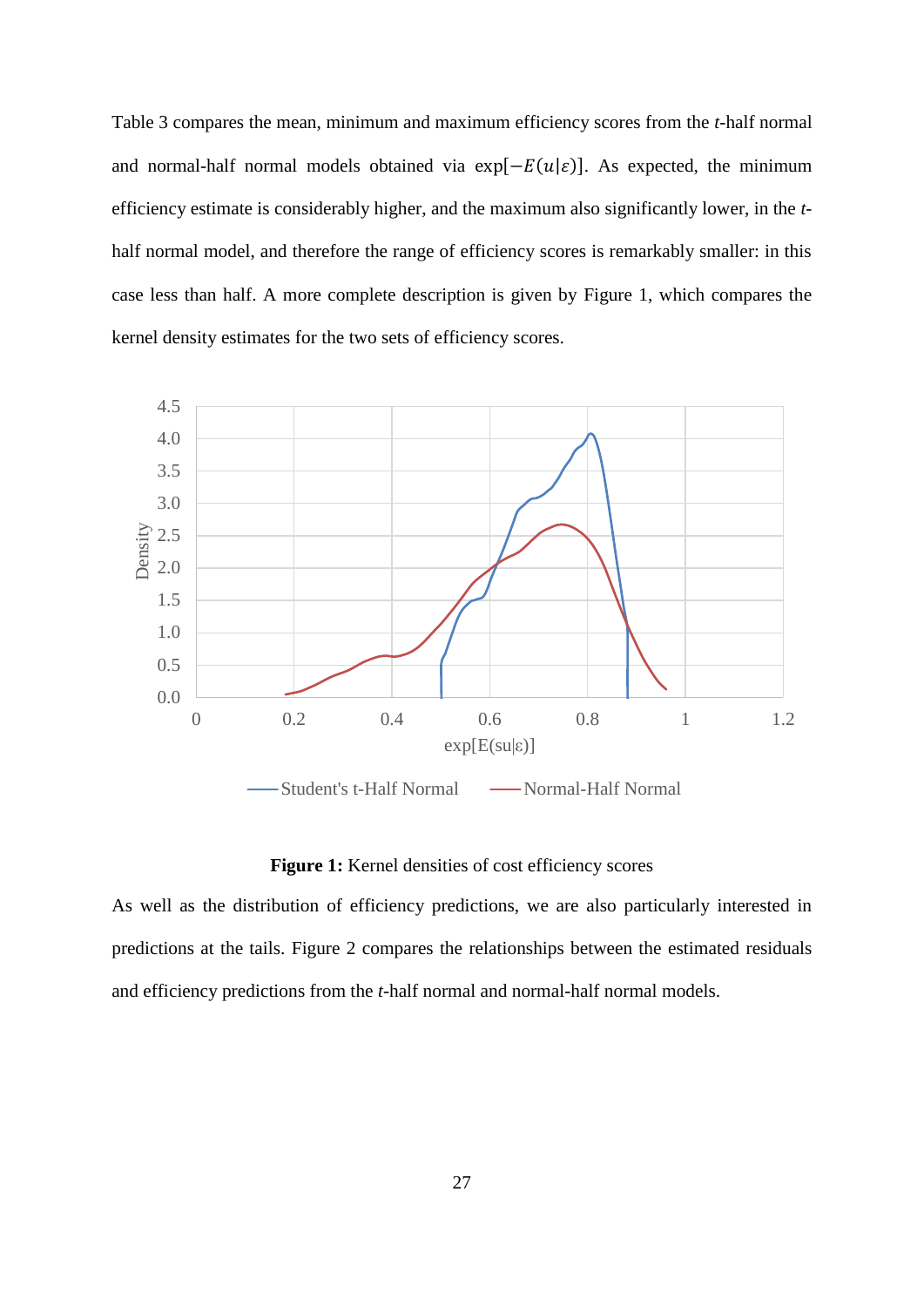Table 3 compares the mean, minimum and maximum efficiency scores from the *t*-half normal and normal-half normal models obtained via $\exp[-E(u|\varepsilon)]$. As expected, the minimum efficiency estimate is considerably higher, and the maximum also significantly lower, in the *t*-half normal model, and therefore the range of efficiency scores is remarkably smaller: in this case less than half. A more complete description is given by Figure 1, which compares the kernel density estimates for the two sets of efficiency scores.

**Figure 1:** Kernel densities of cost efficiency scores

As well as the distribution of efficiency predictions, we are also particularly interested in predictions at the tails. Figure 2 compares the relationships between the estimated residuals and efficiency predictions from the *t*-half normal and normal-half normal models.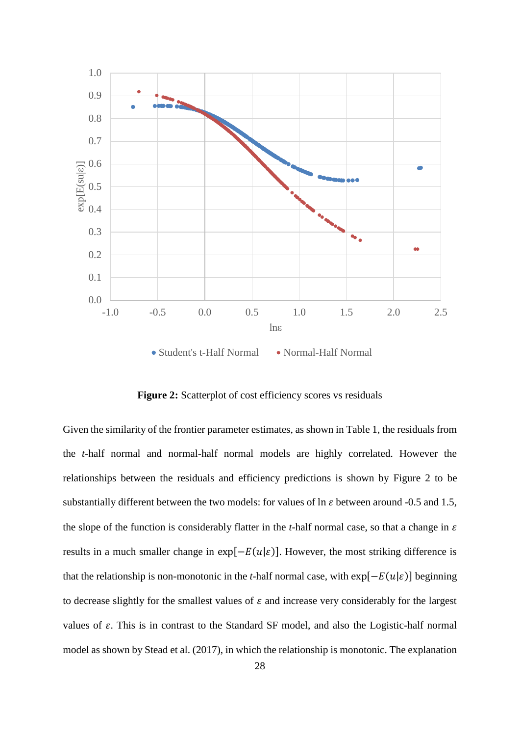**Figure 2:** Scatterplot of cost efficiency scores vs residuals

Given the similarity of the frontier parameter estimates, as shown in Table 1, the residuals from the *t*-half normal and normal-half normal models are highly correlated. However the relationships between the residuals and efficiency predictions is shown by Figure 2 to be substantially different between the two models: for values of $\ln \varepsilon$ between around -0.5 and 1.5, the slope of the function is considerably flatter in the *t*-half normal case, so that a change in $\varepsilon$ results in a much smaller change in $\exp[-E(u|\varepsilon)]$. However, the most striking difference is that the relationship is non-monotonic in the *t*-half normal case, with $\exp[-E(u|\varepsilon)]$ beginning to decrease slightly for the smallest values of $\varepsilon$ and increase very considerably for the largest values of $\varepsilon$. This is in contrast to the Standard SF model, and also the Logistic-half normal model as shown by Stead et al. (2017), in which the relationship is monotonic. The explanation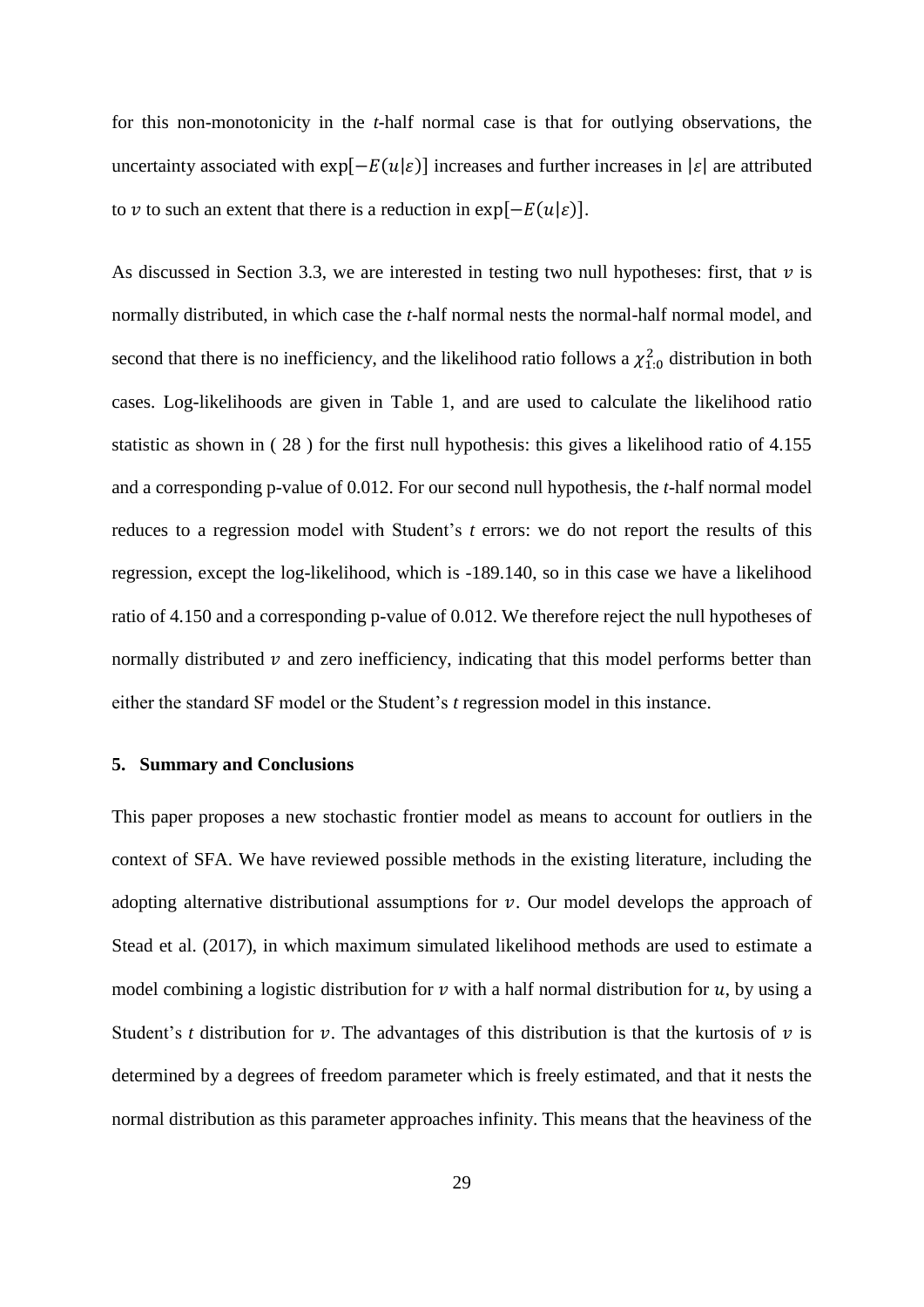for this non-monotonicity in the *t*-half normal case is that for outlying observations, the uncertainty associated with $\exp[-E(u|\varepsilon)]$ increases and further increases in $|\varepsilon|$ are attributed to $v$ to such an extent that there is a reduction in $\exp[-E(u|\varepsilon)]$.

As discussed in Section 3.3, we are interested in testing two null hypotheses: first, that $v$ is normally distributed, in which case the *t*-half normal nests the normal-half normal model, and second that there is no inefficiency, and the likelihood ratio follows a $\chi^2_{1:0}$ distribution in both cases. Log-likelihoods are given in Table 1, and are used to calculate the likelihood ratio statistic as shown in ( 28 ) for the first null hypothesis: this gives a likelihood ratio of 4.155 and a corresponding p-value of 0.012. For our second null hypothesis, the *t*-half normal model reduces to a regression model with Student's *t* errors: we do not report the results of this regression, except the log-likelihood, which is -189.140, so in this case we have a likelihood ratio of 4.150 and a corresponding p-value of 0.012. We therefore reject the null hypotheses of normally distributed $v$ and zero inefficiency, indicating that this model performs better than either the standard SF model or the Student's *t* regression model in this instance.

## 5. Summary and Conclusions

This paper proposes a new stochastic frontier model as means to account for outliers in the context of SFA. We have reviewed possible methods in the existing literature, including the adopting alternative distributional assumptions for $v$. Our model develops the approach of Stead et al. (2017), in which maximum simulated likelihood methods are used to estimate a model combining a logistic distribution for $v$ with a half normal distribution for $u$, by using a Student's *t* distribution for $v$. The advantages of this distribution is that the kurtosis of $v$ is determined by a degrees of freedom parameter which is freely estimated, and that it nests the normal distribution as this parameter approaches infinity. This means that the heaviness of the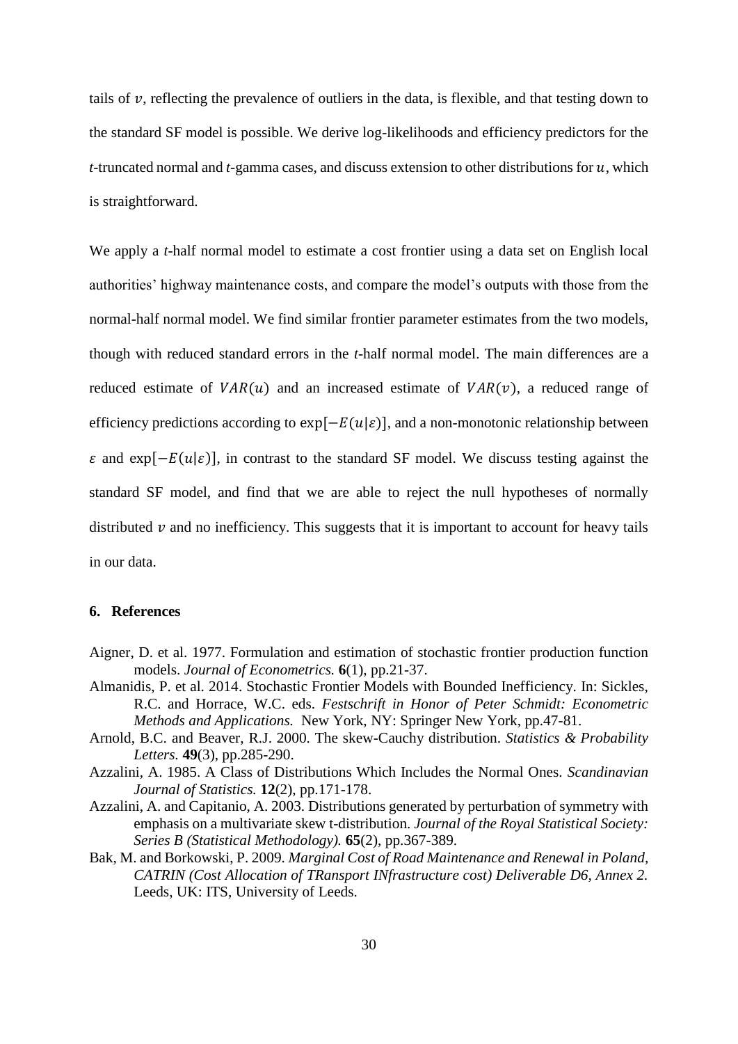tails of $v$, reflecting the prevalence of outliers in the data, is flexible, and that testing down to the standard SF model is possible. We derive log-likelihoods and efficiency predictors for the *t*-truncated normal and *t*-gamma cases, and discuss extension to other distributions for $u$, which is straightforward.

We apply a *t*-half normal model to estimate a cost frontier using a data set on English local authorities' highway maintenance costs, and compare the model's outputs with those from the normal-half normal model. We find similar frontier parameter estimates from the two models, though with reduced standard errors in the *t*-half normal model. The main differences are a reduced estimate of $VAR(u)$ and an increased estimate of $VAR(v)$, a reduced range of efficiency predictions according to $\exp[-E(u|\varepsilon)]$, and a non-monotonic relationship between $\varepsilon$ and $\exp[-E(u|\varepsilon)]$, in contrast to the standard SF model. We discuss testing against the standard SF model, and find that we are able to reject the null hypotheses of normally distributed $v$ and no inefficiency. This suggests that it is important to account for heavy tails in our data.

## 6. References

Aigner, D. et al. 1977. Formulation and estimation of stochastic frontier production function models. *Journal of Econometrics.* **6**(1), pp.21-37.

Almanidis, P. et al. 2014. Stochastic Frontier Models with Bounded Inefficiency. In: Sickles, R.C. and Horrace, W.C. eds. *Festschrift in Honor of Peter Schmidt: Econometric Methods and Applications.* New York, NY: Springer New York, pp.47-81.

Arnold, B.C. and Beaver, R.J. 2000. The skew-Cauchy distribution. *Statistics & Probability Letters.* **49**(3), pp.285-290.

Azzalini, A. 1985. A Class of Distributions Which Includes the Normal Ones. *Scandinavian Journal of Statistics.* **12**(2), pp.171-178.

Azzalini, A. and Capitanio, A. 2003. Distributions generated by perturbation of symmetry with emphasis on a multivariate skew t-distribution. *Journal of the Royal Statistical Society: Series B (Statistical Methodology).* **65**(2), pp.367-389.

Bak, M. and Borkowski, P. 2009. *Marginal Cost of Road Maintenance and Renewal in Poland, CATRIN (Cost Allocation of TRansport INfrastructure cost) Deliverable D6, Annex 2.* Leeds, UK: ITS, University of Leeds.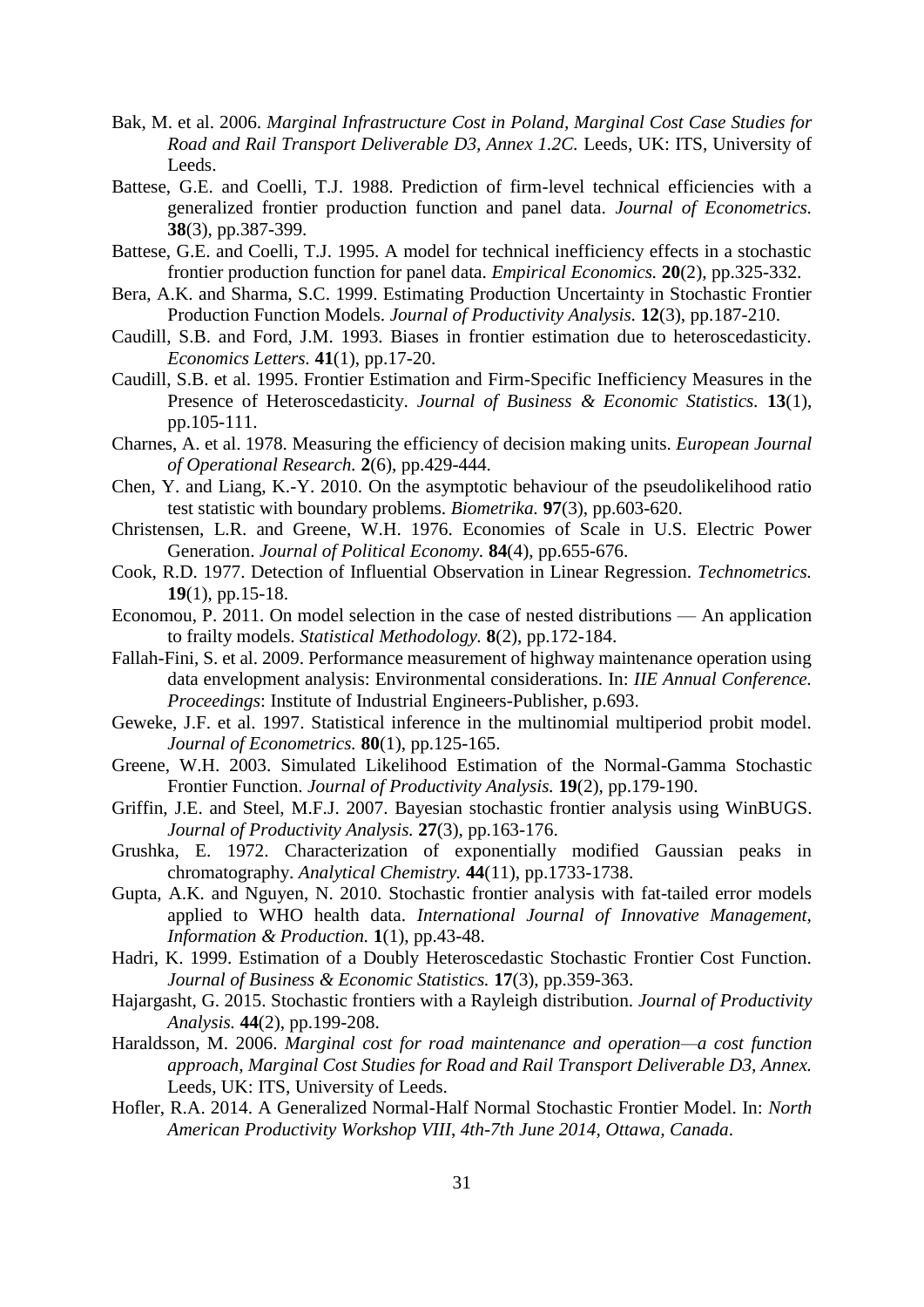Bak, M. et al. 2006. *Marginal Infrastructure Cost in Poland, Marginal Cost Case Studies for Road and Rail Transport Deliverable D3, Annex 1.2C.* Leeds, UK: ITS, University of Leeds.

Battese, G.E. and Coelli, T.J. 1988. Prediction of firm-level technical efficiencies with a generalized frontier production function and panel data. *Journal of Econometrics.* **38**(3), pp.387-399.

Battese, G.E. and Coelli, T.J. 1995. A model for technical inefficiency effects in a stochastic frontier production function for panel data. *Empirical Economics.* **20**(2), pp.325-332.

Bera, A.K. and Sharma, S.C. 1999. Estimating Production Uncertainty in Stochastic Frontier Production Function Models. *Journal of Productivity Analysis.* **12**(3), pp.187-210.

Caudill, S.B. and Ford, J.M. 1993. Biases in frontier estimation due to heteroscedasticity. *Economics Letters.* **41**(1), pp.17-20.

Caudill, S.B. et al. 1995. Frontier Estimation and Firm-Specific Inefficiency Measures in the Presence of Heteroscedasticity. *Journal of Business & Economic Statistics.* **13**(1), pp.105-111.

Charnes, A. et al. 1978. Measuring the efficiency of decision making units. *European Journal of Operational Research.* **2**(6), pp.429-444.

Chen, Y. and Liang, K.-Y. 2010. On the asymptotic behaviour of the pseudolikelihood ratio test statistic with boundary problems. *Biometrika.* **97**(3), pp.603-620.

Christensen, L.R. and Greene, W.H. 1976. Economies of Scale in U.S. Electric Power Generation. *Journal of Political Economy.* **84**(4), pp.655-676.

Cook, R.D. 1977. Detection of Influential Observation in Linear Regression. *Technometrics.* **19**(1), pp.15-18.

Economou, P. 2011. On model selection in the case of nested distributions — An application to frailty models. *Statistical Methodology.* **8**(2), pp.172-184.

Fallah-Fini, S. et al. 2009. Performance measurement of highway maintenance operation using data envelopment analysis: Environmental considerations. In: *IIE Annual Conference. Proceedings*: Institute of Industrial Engineers-Publisher, p.693.

Geweke, J.F. et al. 1997. Statistical inference in the multinomial multiperiod probit model. *Journal of Econometrics.* **80**(1), pp.125-165.

Greene, W.H. 2003. Simulated Likelihood Estimation of the Normal-Gamma Stochastic Frontier Function. *Journal of Productivity Analysis.* **19**(2), pp.179-190.

Griffin, J.E. and Steel, M.F.J. 2007. Bayesian stochastic frontier analysis using WinBUGS. *Journal of Productivity Analysis.* **27**(3), pp.163-176.

Grushka, E. 1972. Characterization of exponentially modified Gaussian peaks in chromatography. *Analytical Chemistry.* **44**(11), pp.1733-1738.

Gupta, A.K. and Nguyen, N. 2010. Stochastic frontier analysis with fat-tailed error models applied to WHO health data. *International Journal of Innovative Management, Information & Production.* **1**(1), pp.43-48.

Hadri, K. 1999. Estimation of a Doubly Heteroscedastic Stochastic Frontier Cost Function. *Journal of Business & Economic Statistics.* **17**(3), pp.359-363.

Hajargasht, G. 2015. Stochastic frontiers with a Rayleigh distribution. *Journal of Productivity Analysis.* **44**(2), pp.199-208.

Haraldsson, M. 2006. *Marginal cost for road maintenance and operation—a cost function approach, Marginal Cost Studies for Road and Rail Transport Deliverable D3, Annex.* Leeds, UK: ITS, University of Leeds.

Hofler, R.A. 2014. A Generalized Normal-Half Normal Stochastic Frontier Model. In: *North American Productivity Workshop VIII, 4th-7th June 2014, Ottawa, Canada*.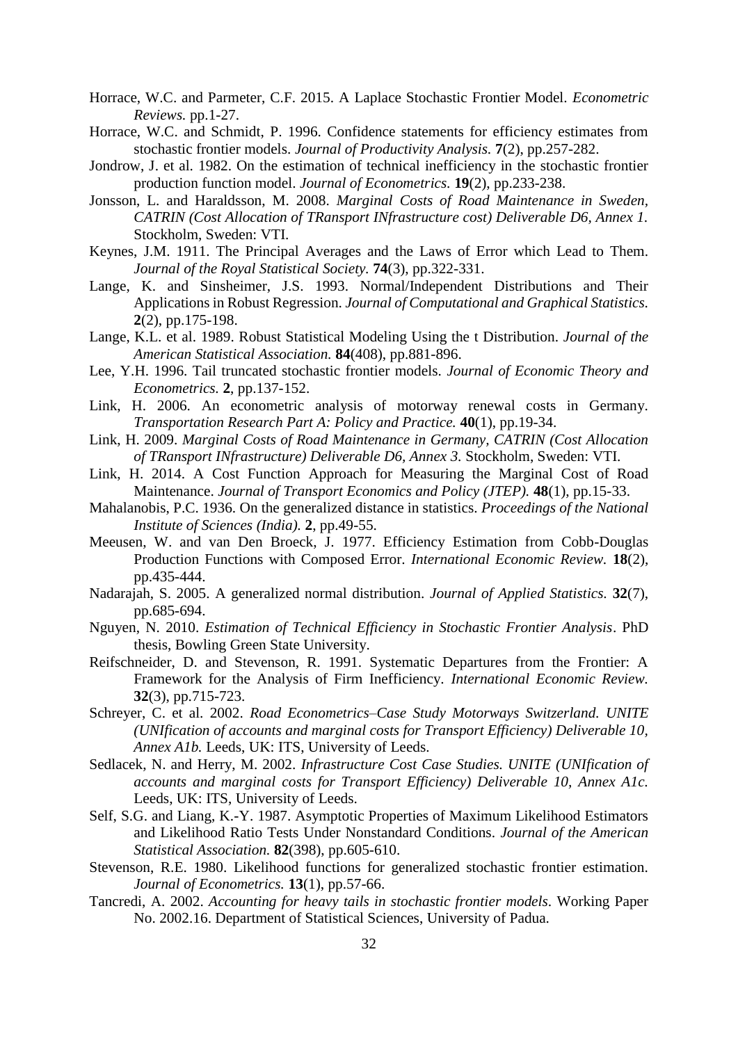Horrace, W.C. and Parmeter, C.F. 2015. A Laplace Stochastic Frontier Model. *Econometric Reviews.* pp.1-27.

Horrace, W.C. and Schmidt, P. 1996. Confidence statements for efficiency estimates from stochastic frontier models. *Journal of Productivity Analysis.* **7**(2), pp.257-282.

Jondrow, J. et al. 1982. On the estimation of technical inefficiency in the stochastic frontier production function model. *Journal of Econometrics*. **19**(2), pp.233-238.

Jonsson, L. and Haraldsson, M. 2008. *Marginal Costs of Road Maintenance in Sweden, CATRIN (Cost Allocation of TRansport INfrastructure cost) Deliverable D6, Annex 1.* Stockholm, Sweden: VTI.

Keynes, J.M. 1911. The Principal Averages and the Laws of Error which Lead to Them. *Journal of the Royal Statistical Society*. **74**(3), pp.322-331.

Lange, K. and Sinsheimer, J.S. 1993. Normal/Independent Distributions and Their Applications in Robust Regression. *Journal of Computational and Graphical Statistics.* **2**(2), pp.175-198.

Lange, K.L. et al. 1989. Robust Statistical Modeling Using the t Distribution. *Journal of the American Statistical Association.* **84**(408), pp.881-896.

Lee, Y.H. 1996. Tail truncated stochastic frontier models. *Journal of Economic Theory and Econometrics*. **2**, pp.137-152.

Link, H. 2006. An econometric analysis of motorway renewal costs in Germany. *Transportation Research Part A: Policy and Practice.* **40**(1), pp.19-34.

Link, H. 2009. *Marginal Costs of Road Maintenance in Germany, CATRIN (Cost Allocation of TRansport INfrastructure) Deliverable D6, Annex 3.* Stockholm, Sweden: VTI.

Link, H. 2014. A Cost Function Approach for Measuring the Marginal Cost of Road Maintenance. *Journal of Transport Economics and Policy (JTEP).* **48**(1), pp.15-33.

Mahalanobis, P.C. 1936. On the generalized distance in statistics. *Proceedings of the National Institute of Sciences (India).* **2**, pp.49-55.

Meeusen, W. and van Den Broeck, J. 1977. Efficiency Estimation from Cobb-Douglas Production Functions with Composed Error. *International Economic Review.* **18**(2), pp.435-444.

Nadarajah, S. 2005. A generalized normal distribution. *Journal of Applied Statistics*. **32**(7), pp.685-694.

Nguyen, N. 2010. *Estimation of Technical Efficiency in Stochastic Frontier Analysis*. PhD thesis, Bowling Green State University.

Reifschneider, D. and Stevenson, R. 1991. Systematic Departures from the Frontier: A Framework for the Analysis of Firm Inefficiency. *International Economic Review.* **32**(3), pp.715-723.

Schreyer, C. et al. 2002. *Road Econometrics–Case Study Motorways Switzerland. UNITE (UNIfication of accounts and marginal costs for Transport Efficiency) Deliverable 10, Annex A1b.* Leeds, UK: ITS, University of Leeds.

Sedlacek, N. and Herry, M. 2002. *Infrastructure Cost Case Studies. UNITE (UNIfication of accounts and marginal costs for Transport Efficiency) Deliverable 10, Annex A1c.* Leeds, UK: ITS, University of Leeds.

Self, S.G. and Liang, K.-Y. 1987. Asymptotic Properties of Maximum Likelihood Estimators and Likelihood Ratio Tests Under Nonstandard Conditions. *Journal of the American Statistical Association.* **82**(398), pp.605-610.

Stevenson, R.E. 1980. Likelihood functions for generalized stochastic frontier estimation. *Journal of Econometrics.* **13**(1), pp.57-66.

Tancredi, A. 2002. *Accounting for heavy tails in stochastic frontier models*. Working Paper No. 2002.16. Department of Statistical Sciences, University of Padua.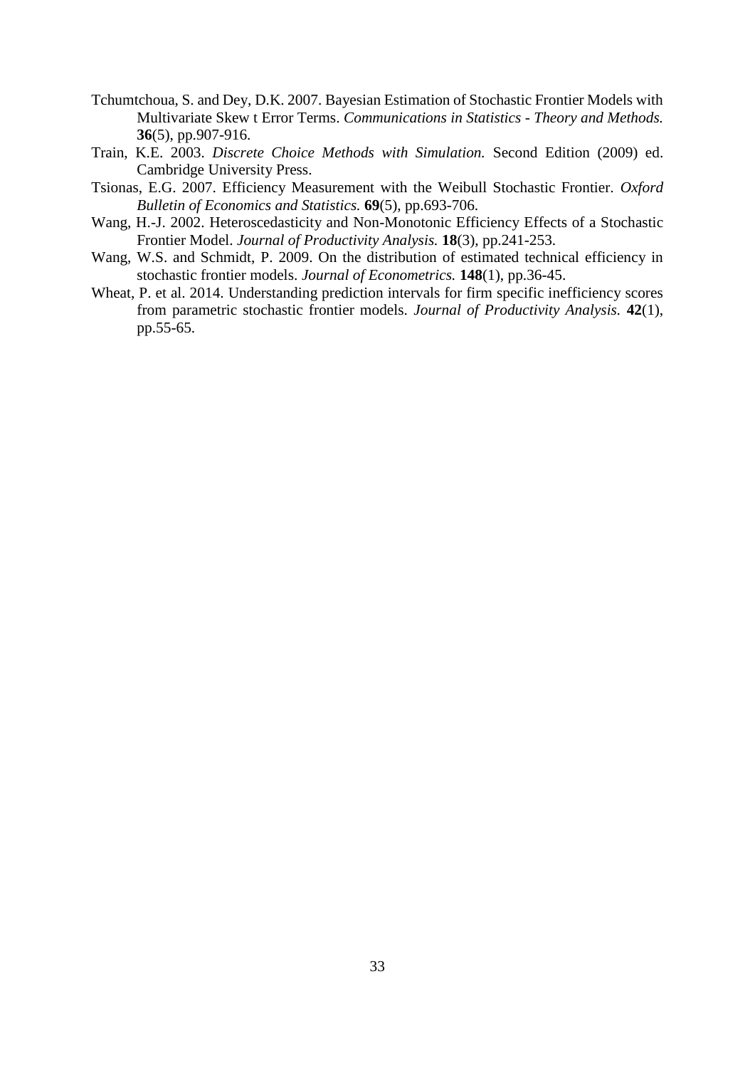Tchumtchoua, S. and Dey, D.K. 2007. Bayesian Estimation of Stochastic Frontier Models with Multivariate Skew t Error Terms. *Communications in Statistics - Theory and Methods.* **36**(5), pp.907-916.

Train, K.E. 2003. *Discrete Choice Methods with Simulation.* Second Edition (2009) ed. Cambridge University Press.

Tsionas, E.G. 2007. Efficiency Measurement with the Weibull Stochastic Frontier. *Oxford Bulletin of Economics and Statistics.* **69**(5), pp.693-706.

Wang, H.-J. 2002. Heteroscedasticity and Non-Monotonic Efficiency Effects of a Stochastic Frontier Model. *Journal of Productivity Analysis.* **18**(3), pp.241-253.

Wang, W.S. and Schmidt, P. 2009. On the distribution of estimated technical efficiency in stochastic frontier models. *Journal of Econometrics.* **148**(1), pp.36-45.

Wheat, P. et al. 2014. Understanding prediction intervals for firm specific inefficiency scores from parametric stochastic frontier models. *Journal of Productivity Analysis.* **42**(1), pp.55-65.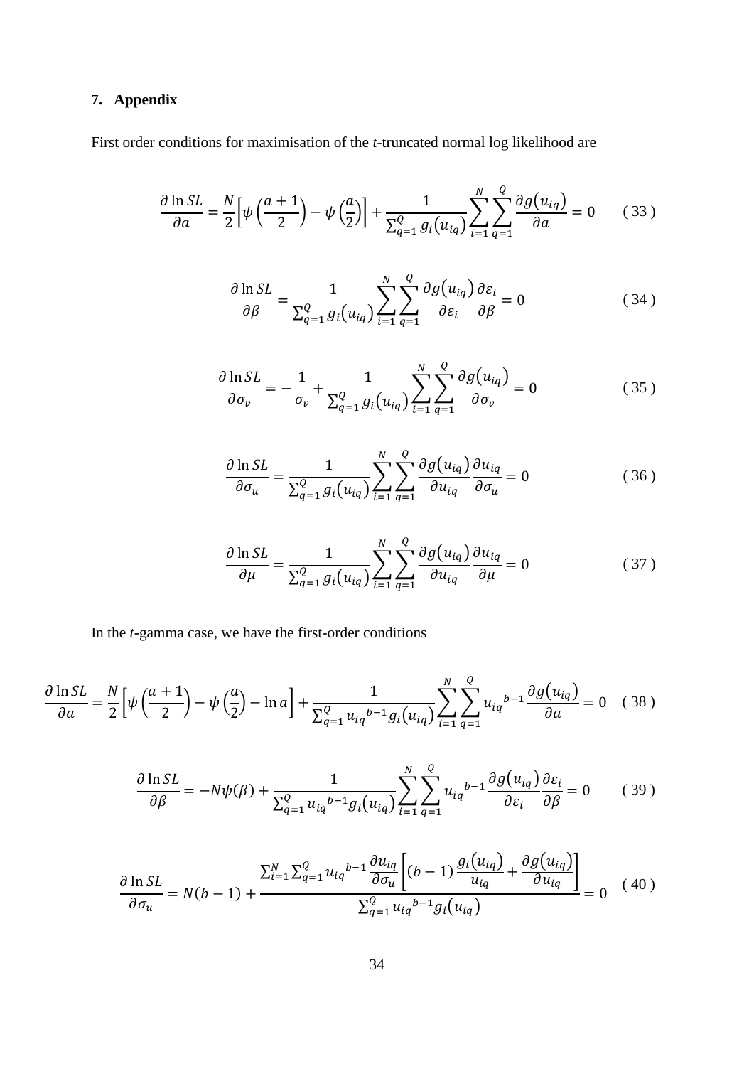## 7. Appendix

First order conditions for maximisation of the *t*-truncated normal log likelihood are

$$\frac{\partial \ln SL}{\partial a} = \frac{N}{2}\left[\psi\left(\frac{a+1}{2}\right) - \psi\left(\frac{a}{2}\right)\right] + \frac{1}{\sum_{q=1}^{Q} g_i(u_{iq})} \sum_{i=1}^{N}\sum_{q=1}^{Q} \frac{\partial g(u_{iq})}{\partial a} = 0 \qquad (33)$$

$$\frac{\partial \ln SL}{\partial \beta} = \frac{1}{\sum_{q=1}^{Q} g_i(u_{iq})} \sum_{i=1}^{N}\sum_{q=1}^{Q} \frac{\partial g(u_{iq})}{\partial \varepsilon_i}\frac{\partial \varepsilon_i}{\partial \beta} = 0 \qquad (34)$$

$$\frac{\partial \ln SL}{\partial \sigma_v} = -\frac{1}{\sigma_v} + \frac{1}{\sum_{q=1}^{Q} g_i(u_{iq})} \sum_{i=1}^{N}\sum_{q=1}^{Q} \frac{\partial g(u_{iq})}{\partial \sigma_v} = 0 \qquad (35)$$

$$\frac{\partial \ln SL}{\partial \sigma_u} = \frac{1}{\sum_{q=1}^{Q} g_i(u_{iq})} \sum_{i=1}^{N}\sum_{q=1}^{Q} \frac{\partial g(u_{iq})}{\partial u_{iq}}\frac{\partial u_{iq}}{\partial \sigma_u} = 0 \qquad (36)$$

$$\frac{\partial \ln SL}{\partial \mu} = \frac{1}{\sum_{q=1}^{Q} g_i(u_{iq})} \sum_{i=1}^{N}\sum_{q=1}^{Q} \frac{\partial g(u_{iq})}{\partial u_{iq}}\frac{\partial u_{iq}}{\partial \mu} = 0 \qquad (37)$$

In the *t*-gamma case, we have the first-order conditions

$$\frac{\partial \ln SL}{\partial a} = \frac{N}{2}\left[\psi\left(\frac{a+1}{2}\right) - \psi\left(\frac{a}{2}\right) - \ln a\right] + \frac{1}{\sum_{q=1}^{Q} {u_{iq}}^{b-1} g_i(u_{iq})} \sum_{i=1}^{N}\sum_{q=1}^{Q} {u_{iq}}^{b-1}\frac{\partial g(u_{iq})}{\partial a} = 0 \qquad (38)$$

$$\frac{\partial \ln SL}{\partial \beta} = -N\psi(\beta) + \frac{1}{\sum_{q=1}^{Q} {u_{iq}}^{b-1} g_i(u_{iq})} \sum_{i=1}^{N}\sum_{q=1}^{Q} {u_{iq}}^{b-1}\frac{\partial g(u_{iq})}{\partial \varepsilon_i}\frac{\partial \varepsilon_i}{\partial \beta} = 0 \qquad (39)$$

$$\frac{\partial \ln SL}{\partial \sigma_u} = N(b-1) + \frac{\sum_{i=1}^{N}\sum_{q=1}^{Q} {u_{iq}}^{b-1}\frac{\partial u_{iq}}{\partial \sigma_u}\left[(b-1)\frac{g_i(u_{iq})}{u_{iq}} + \frac{\partial g(u_{iq})}{\partial u_{iq}}\right]}{\sum_{q=1}^{Q} {u_{iq}}^{b-1} g_i(u_{iq})} = 0 \qquad (40)$$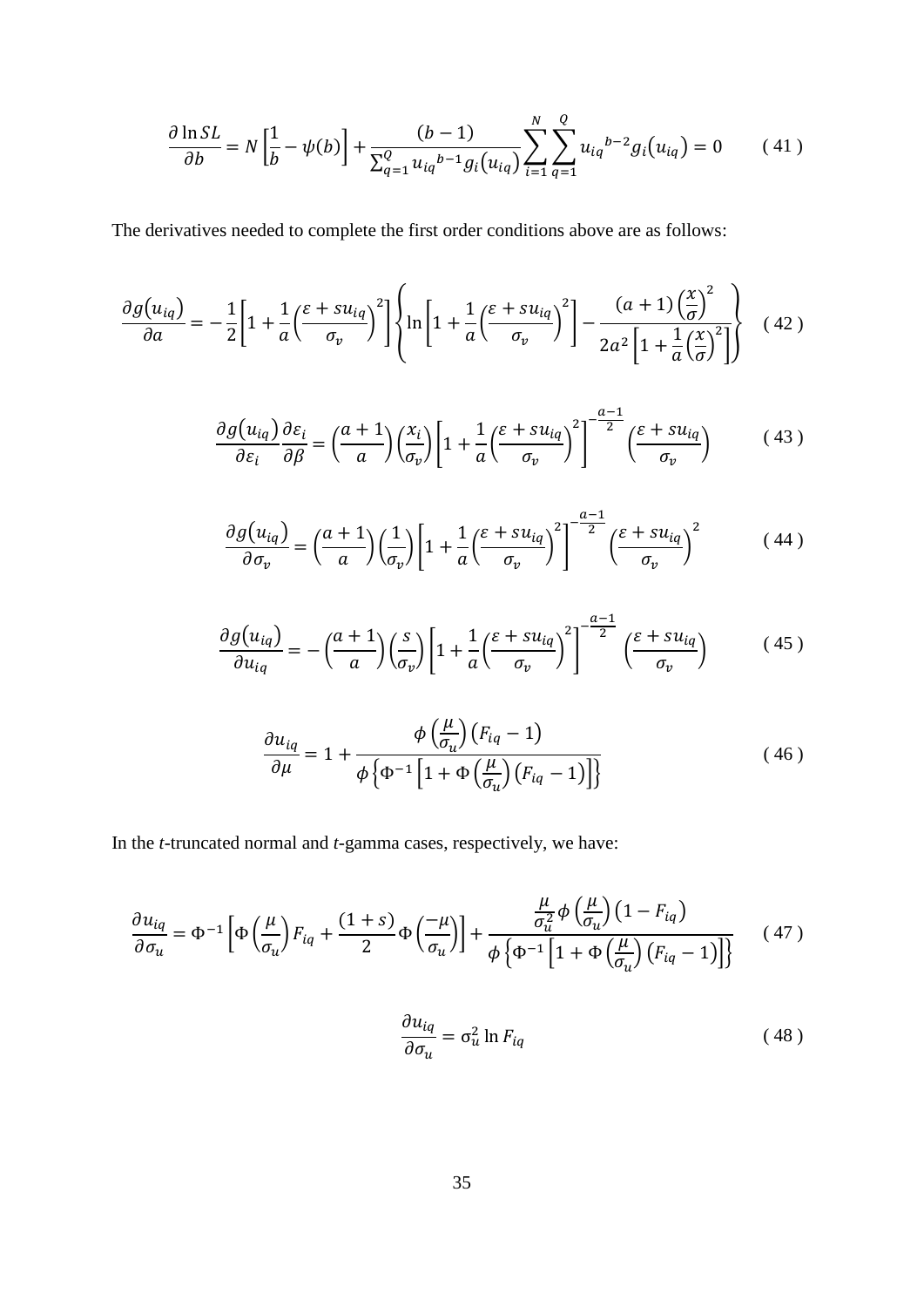$$\frac{\partial \ln SL}{\partial b} = N\left[\frac{1}{b} - \psi(b)\right] + \frac{(b-1)}{\sum_{q=1}^{Q} u_{iq}{}^{b-1} g_i(u_{iq})} \sum_{i=1}^{N} \sum_{q=1}^{Q} u_{iq}{}^{b-2} g_i(u_{iq}) = 0 \qquad (41)$$

The derivatives needed to complete the first order conditions above are as follows:

$$\frac{\partial g(u_{iq})}{\partial a} = -\frac{1}{2}\left[1 + \frac{1}{a}\left(\frac{\varepsilon + s u_{iq}}{\sigma_v}\right)^2\right]\left\{\ln\left[1 + \frac{1}{a}\left(\frac{\varepsilon + s u_{iq}}{\sigma_v}\right)^2\right] - \frac{(a+1)\left(\frac{x}{\sigma}\right)^2}{2a^2\left[1 + \frac{1}{a}\left(\frac{x}{\sigma}\right)^2\right]}\right\} \qquad (42)$$

$$\frac{\partial g(u_{iq})}{\partial \varepsilon_i}\frac{\partial \varepsilon_i}{\partial \beta} = \left(\frac{a+1}{a}\right)\left(\frac{x_i}{\sigma_v}\right)\left[1 + \frac{1}{a}\left(\frac{\varepsilon + s u_{iq}}{\sigma_v}\right)^2\right]^{-\frac{a-1}{2}}\left(\frac{\varepsilon + s u_{iq}}{\sigma_v}\right) \qquad (43)$$

$$\frac{\partial g(u_{iq})}{\partial \sigma_v} = \left(\frac{a+1}{a}\right)\left(\frac{1}{\sigma_v}\right)\left[1 + \frac{1}{a}\left(\frac{\varepsilon + s u_{iq}}{\sigma_v}\right)^2\right]^{-\frac{a-1}{2}}\left(\frac{\varepsilon + s u_{iq}}{\sigma_v}\right)^2 \qquad (44)$$

$$\frac{\partial g(u_{iq})}{\partial u_{iq}} = -\left(\frac{a+1}{a}\right)\left(\frac{s}{\sigma_v}\right)\left[1 + \frac{1}{a}\left(\frac{\varepsilon + s u_{iq}}{\sigma_v}\right)^2\right]^{-\frac{a-1}{2}}\left(\frac{\varepsilon + s u_{iq}}{\sigma_v}\right) \qquad (45)$$

$$\frac{\partial u_{iq}}{\partial \mu} = 1 + \frac{\phi\left(\frac{\mu}{\sigma_u}\right)\left(F_{iq} - 1\right)}{\phi\left\{\Phi^{-1}\left[1 + \Phi\left(\frac{\mu}{\sigma_u}\right)\left(F_{iq} - 1\right)\right]\right\}} \qquad (46)$$

In the *t*-truncated normal and *t*-gamma cases, respectively, we have:

$$\frac{\partial u_{iq}}{\partial \sigma_u} = \Phi^{-1}\left[\Phi\left(\frac{\mu}{\sigma_u}\right)F_{iq} + \frac{(1+s)}{2}\Phi\left(\frac{-\mu}{\sigma_u}\right)\right] + \frac{\frac{\mu}{\sigma_u^2}\phi\left(\frac{\mu}{\sigma_u}\right)\left(1 - F_{iq}\right)}{\phi\left\{\Phi^{-1}\left[1 + \Phi\left(\frac{\mu}{\sigma_u}\right)\left(F_{iq} - 1\right)\right]\right\}} \qquad (47)$$

$$\frac{\partial u_{iq}}{\partial \sigma_u} = \sigma_u^2 \ln F_{iq} \qquad (48)$$